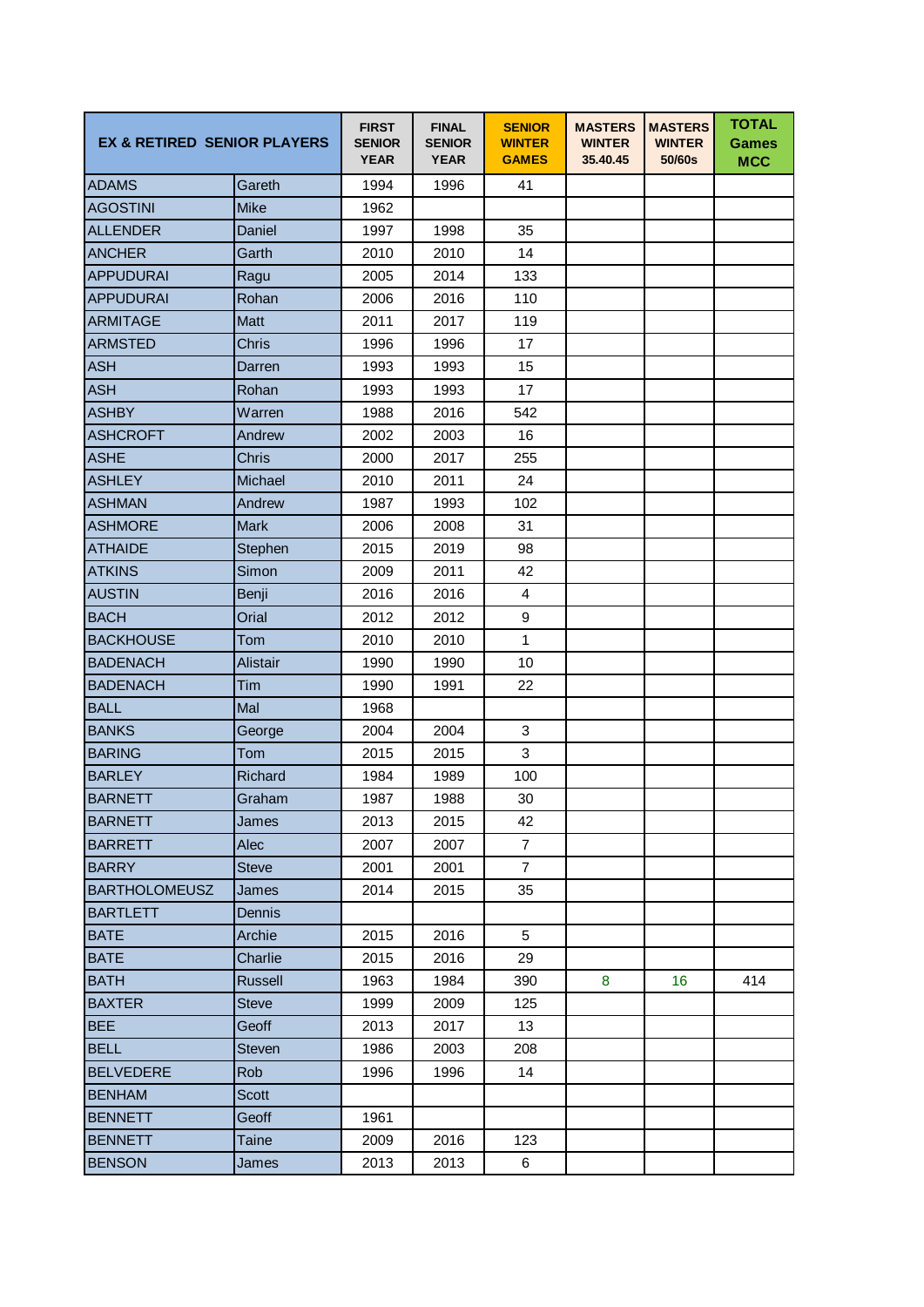| EX & RETIRED SENIOR PLAYERS | | FIRST SENIOR YEAR | FINAL SENIOR YEAR | SENIOR WINTER GAMES | MASTERS WINTER 35.40.45 | MASTERS WINTER 50/60s | TOTAL Games MCC |
|---|---|---|---|---|---|---|---|
| ADAMS | Gareth | 1994 | 1996 | 41 | | | |
| AGOSTINI | Mike | 1962 | | | | | |
| ALLENDER | Daniel | 1997 | 1998 | 35 | | | |
| ANCHER | Garth | 2010 | 2010 | 14 | | | |
| APPUDURAI | Ragu | 2005 | 2014 | 133 | | | |
| APPUDURAI | Rohan | 2006 | 2016 | 110 | | | |
| ARMITAGE | Matt | 2011 | 2017 | 119 | | | |
| ARMSTED | Chris | 1996 | 1996 | 17 | | | |
| ASH | Darren | 1993 | 1993 | 15 | | | |
| ASH | Rohan | 1993 | 1993 | 17 | | | |
| ASHBY | Warren | 1988 | 2016 | 542 | | | |
| ASHCROFT | Andrew | 2002 | 2003 | 16 | | | |
| ASHE | Chris | 2000 | 2017 | 255 | | | |
| ASHLEY | Michael | 2010 | 2011 | 24 | | | |
| ASHMAN | Andrew | 1987 | 1993 | 102 | | | |
| ASHMORE | Mark | 2006 | 2008 | 31 | | | |
| ATHAIDE | Stephen | 2015 | 2019 | 98 | | | |
| ATKINS | Simon | 2009 | 2011 | 42 | | | |
| AUSTIN | Benji | 2016 | 2016 | 4 | | | |
| BACH | Orial | 2012 | 2012 | 9 | | | |
| BACKHOUSE | Tom | 2010 | 2010 | 1 | | | |
| BADENACH | Alistair | 1990 | 1990 | 10 | | | |
| BADENACH | Tim | 1990 | 1991 | 22 | | | |
| BALL | Mal | 1968 | | | | | |
| BANKS | George | 2004 | 2004 | 3 | | | |
| BARING | Tom | 2015 | 2015 | 3 | | | |
| BARLEY | Richard | 1984 | 1989 | 100 | | | |
| BARNETT | Graham | 1987 | 1988 | 30 | | | |
| BARNETT | James | 2013 | 2015 | 42 | | | |
| BARRETT | Alec | 2007 | 2007 | 7 | | | |
| BARRY | Steve | 2001 | 2001 | 7 | | | |
| BARTHOLOMEUSZ | James | 2014 | 2015 | 35 | | | |
| BARTLETT | Dennis | | | | | | |
| BATE | Archie | 2015 | 2016 | 5 | | | |
| BATE | Charlie | 2015 | 2016 | 29 | | | |
| BATH | Russell | 1963 | 1984 | 390 | 8 | 16 | 414 |
| BAXTER | Steve | 1999 | 2009 | 125 | | | |
| BEE | Geoff | 2013 | 2017 | 13 | | | |
| BELL | Steven | 1986 | 2003 | 208 | | | |
| BELVEDERE | Rob | 1996 | 1996 | 14 | | | |
| BENHAM | Scott | | | | | | |
| BENNETT | Geoff | 1961 | | | | | |
| BENNETT | Taine | 2009 | 2016 | 123 | | | |
| BENSON | James | 2013 | 2013 | 6 | | | |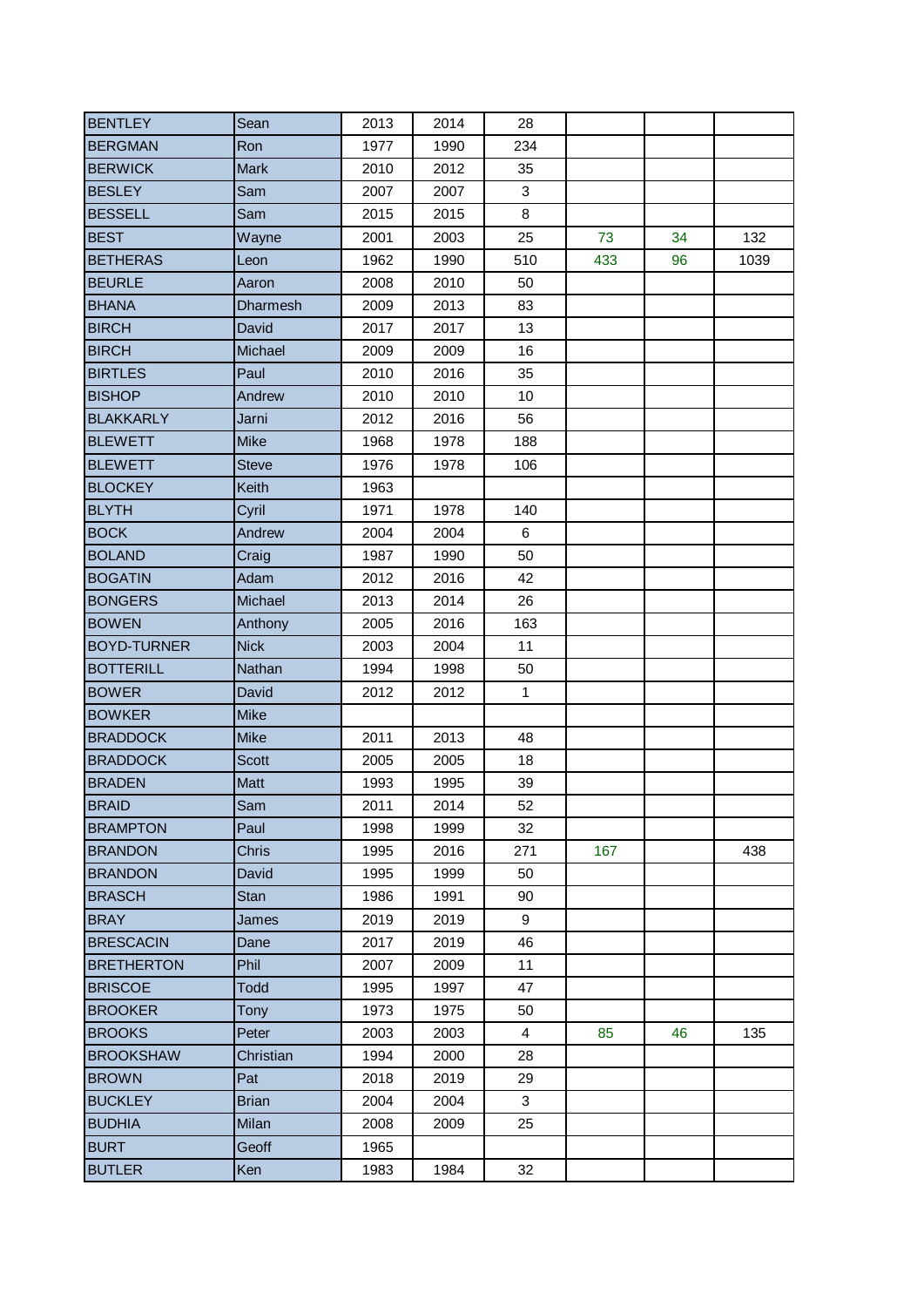| | | | | | | | |
|---|---|---|---|---|---|---|---|
| BENTLEY | Sean | 2013 | 2014 | 28 | | | |
| BERGMAN | Ron | 1977 | 1990 | 234 | | | |
| BERWICK | Mark | 2010 | 2012 | 35 | | | |
| BESLEY | Sam | 2007 | 2007 | 3 | | | |
| BESSELL | Sam | 2015 | 2015 | 8 | | | |
| BEST | Wayne | 2001 | 2003 | 25 | 73 | 34 | 132 |
| BETHERAS | Leon | 1962 | 1990 | 510 | 433 | 96 | 1039 |
| BEURLE | Aaron | 2008 | 2010 | 50 | | | |
| BHANA | Dharmesh | 2009 | 2013 | 83 | | | |
| BIRCH | David | 2017 | 2017 | 13 | | | |
| BIRCH | Michael | 2009 | 2009 | 16 | | | |
| BIRTLES | Paul | 2010 | 2016 | 35 | | | |
| BISHOP | Andrew | 2010 | 2010 | 10 | | | |
| BLAKKARLY | Jarni | 2012 | 2016 | 56 | | | |
| BLEWETT | Mike | 1968 | 1978 | 188 | | | |
| BLEWETT | Steve | 1976 | 1978 | 106 | | | |
| BLOCKEY | Keith | 1963 | | | | | |
| BLYTH | Cyril | 1971 | 1978 | 140 | | | |
| BOCK | Andrew | 2004 | 2004 | 6 | | | |
| BOLAND | Craig | 1987 | 1990 | 50 | | | |
| BOGATIN | Adam | 2012 | 2016 | 42 | | | |
| BONGERS | Michael | 2013 | 2014 | 26 | | | |
| BOWEN | Anthony | 2005 | 2016 | 163 | | | |
| BOYD-TURNER | Nick | 2003 | 2004 | 11 | | | |
| BOTTERILL | Nathan | 1994 | 1998 | 50 | | | |
| BOWER | David | 2012 | 2012 | 1 | | | |
| BOWKER | Mike | | | | | | |
| BRADDOCK | Mike | 2011 | 2013 | 48 | | | |
| BRADDOCK | Scott | 2005 | 2005 | 18 | | | |
| BRADEN | Matt | 1993 | 1995 | 39 | | | |
| BRAID | Sam | 2011 | 2014 | 52 | | | |
| BRAMPTON | Paul | 1998 | 1999 | 32 | | | |
| BRANDON | Chris | 1995 | 2016 | 271 | 167 | | 438 |
| BRANDON | David | 1995 | 1999 | 50 | | | |
| BRASCH | Stan | 1986 | 1991 | 90 | | | |
| BRAY | James | 2019 | 2019 | 9 | | | |
| BRESCACIN | Dane | 2017 | 2019 | 46 | | | |
| BRETHERTON | Phil | 2007 | 2009 | 11 | | | |
| BRISCOE | Todd | 1995 | 1997 | 47 | | | |
| BROOKER | Tony | 1973 | 1975 | 50 | | | |
| BROOKS | Peter | 2003 | 2003 | 4 | 85 | 46 | 135 |
| BROOKSHAW | Christian | 1994 | 2000 | 28 | | | |
| BROWN | Pat | 2018 | 2019 | 29 | | | |
| BUCKLEY | Brian | 2004 | 2004 | 3 | | | |
| BUDHIA | Milan | 2008 | 2009 | 25 | | | |
| BURT | Geoff | 1965 | | | | | |
| BUTLER | Ken | 1983 | 1984 | 32 | | | |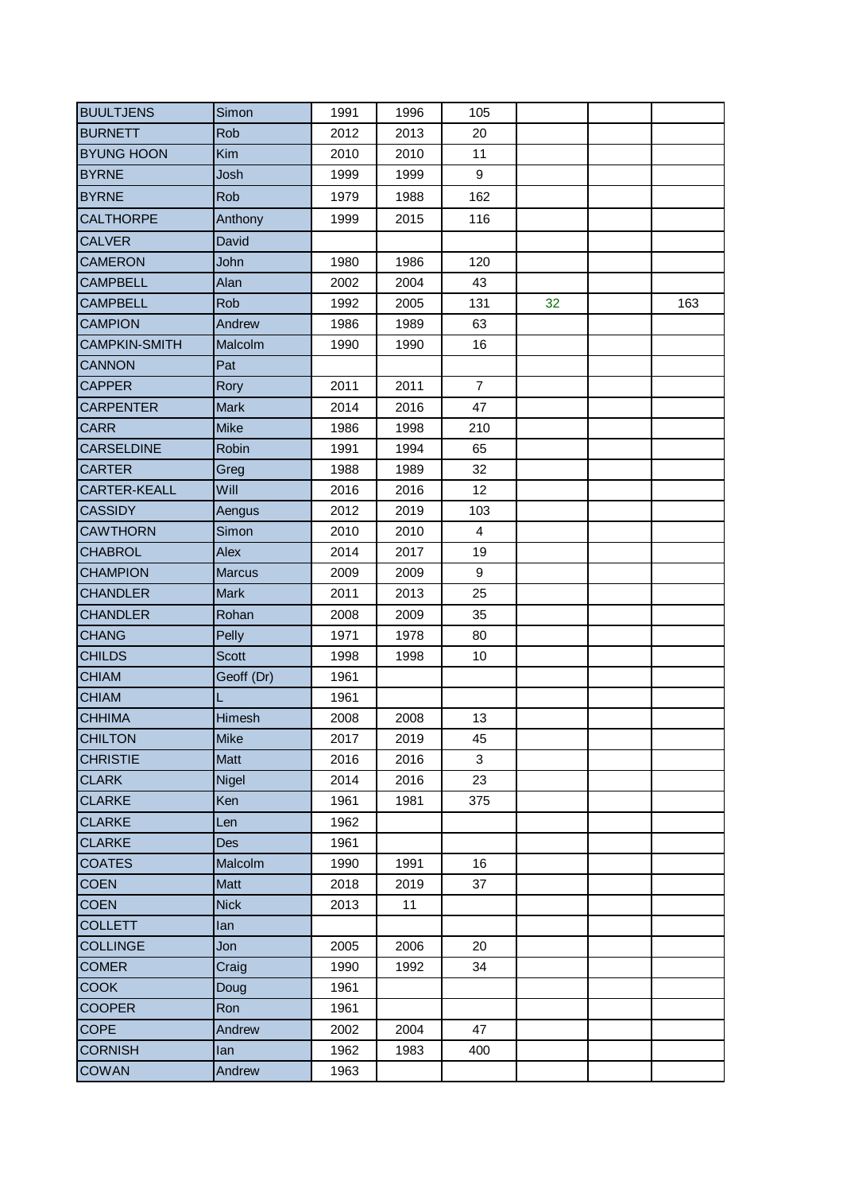| | | | | | | | |
|---|---|---|---|---|---|---|---|
| BUULTJENS | Simon | 1991 | 1996 | 105 | | | |
| BURNETT | Rob | 2012 | 2013 | 20 | | | |
| BYUNG HOON | Kim | 2010 | 2010 | 11 | | | |
| BYRNE | Josh | 1999 | 1999 | 9 | | | |
| BYRNE | Rob | 1979 | 1988 | 162 | | | |
| CALTHORPE | Anthony | 1999 | 2015 | 116 | | | |
| CALVER | David | | | | | | |
| CAMERON | John | 1980 | 1986 | 120 | | | |
| CAMPBELL | Alan | 2002 | 2004 | 43 | | | |
| CAMPBELL | Rob | 1992 | 2005 | 131 | 32 | | 163 |
| CAMPION | Andrew | 1986 | 1989 | 63 | | | |
| CAMPKIN-SMITH | Malcolm | 1990 | 1990 | 16 | | | |
| CANNON | Pat | | | | | | |
| CAPPER | Rory | 2011 | 2011 | 7 | | | |
| CARPENTER | Mark | 2014 | 2016 | 47 | | | |
| CARR | Mike | 1986 | 1998 | 210 | | | |
| CARSELDINE | Robin | 1991 | 1994 | 65 | | | |
| CARTER | Greg | 1988 | 1989 | 32 | | | |
| CARTER-KEALL | Will | 2016 | 2016 | 12 | | | |
| CASSIDY | Aengus | 2012 | 2019 | 103 | | | |
| CAWTHORN | Simon | 2010 | 2010 | 4 | | | |
| CHABROL | Alex | 2014 | 2017 | 19 | | | |
| CHAMPION | Marcus | 2009 | 2009 | 9 | | | |
| CHANDLER | Mark | 2011 | 2013 | 25 | | | |
| CHANDLER | Rohan | 2008 | 2009 | 35 | | | |
| CHANG | Pelly | 1971 | 1978 | 80 | | | |
| CHILDS | Scott | 1998 | 1998 | 10 | | | |
| CHIAM | Geoff (Dr) | 1961 | | | | | |
| CHIAM | L | 1961 | | | | | |
| CHHIMA | Himesh | 2008 | 2008 | 13 | | | |
| CHILTON | Mike | 2017 | 2019 | 45 | | | |
| CHRISTIE | Matt | 2016 | 2016 | 3 | | | |
| CLARK | Nigel | 2014 | 2016 | 23 | | | |
| CLARKE | Ken | 1961 | 1981 | 375 | | | |
| CLARKE | Len | 1962 | | | | | |
| CLARKE | Des | 1961 | | | | | |
| COATES | Malcolm | 1990 | 1991 | 16 | | | |
| COEN | Matt | 2018 | 2019 | 37 | | | |
| COEN | Nick | 2013 | 11 | | | | |
| COLLETT | Ian | | | | | | |
| COLLINGE | Jon | 2005 | 2006 | 20 | | | |
| COMER | Craig | 1990 | 1992 | 34 | | | |
| COOK | Doug | 1961 | | | | | |
| COOPER | Ron | 1961 | | | | | |
| COPE | Andrew | 2002 | 2004 | 47 | | | |
| CORNISH | Ian | 1962 | 1983 | 400 | | | |
| COWAN | Andrew | 1963 | | | | | |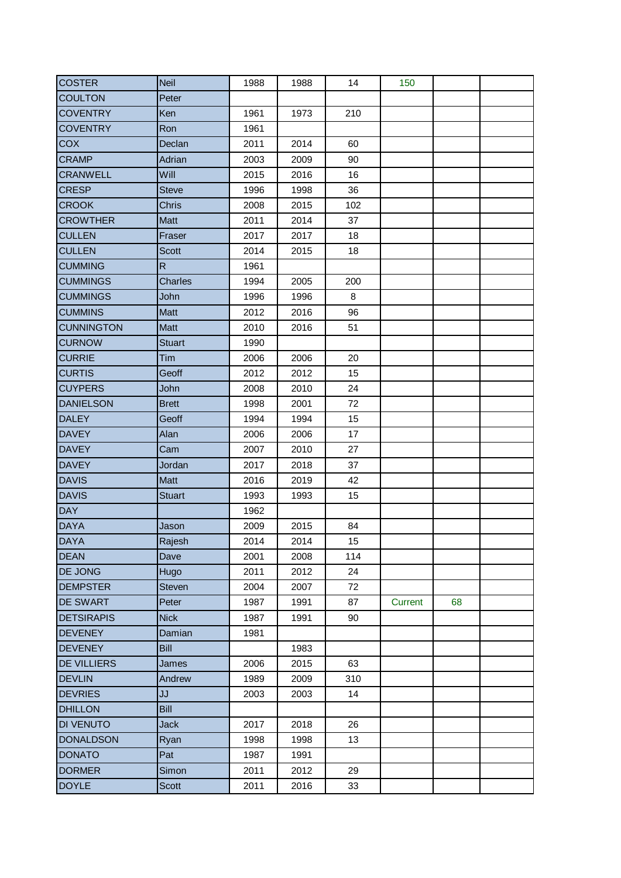| | | | | | | | |
|---|---|---|---|---|---|---|---|
| COSTER | Neil | 1988 | 1988 | 14 | 150 | | |
| COULTON | Peter | | | | | | |
| COVENTRY | Ken | 1961 | 1973 | 210 | | | |
| COVENTRY | Ron | 1961 | | | | | |
| COX | Declan | 2011 | 2014 | 60 | | | |
| CRAMP | Adrian | 2003 | 2009 | 90 | | | |
| CRANWELL | Will | 2015 | 2016 | 16 | | | |
| CRESP | Steve | 1996 | 1998 | 36 | | | |
| CROOK | Chris | 2008 | 2015 | 102 | | | |
| CROWTHER | Matt | 2011 | 2014 | 37 | | | |
| CULLEN | Fraser | 2017 | 2017 | 18 | | | |
| CULLEN | Scott | 2014 | 2015 | 18 | | | |
| CUMMING | R | 1961 | | | | | |
| CUMMINGS | Charles | 1994 | 2005 | 200 | | | |
| CUMMINGS | John | 1996 | 1996 | 8 | | | |
| CUMMINS | Matt | 2012 | 2016 | 96 | | | |
| CUNNINGTON | Matt | 2010 | 2016 | 51 | | | |
| CURNOW | Stuart | 1990 | | | | | |
| CURRIE | Tim | 2006 | 2006 | 20 | | | |
| CURTIS | Geoff | 2012 | 2012 | 15 | | | |
| CUYPERS | John | 2008 | 2010 | 24 | | | |
| DANIELSON | Brett | 1998 | 2001 | 72 | | | |
| DALEY | Geoff | 1994 | 1994 | 15 | | | |
| DAVEY | Alan | 2006 | 2006 | 17 | | | |
| DAVEY | Cam | 2007 | 2010 | 27 | | | |
| DAVEY | Jordan | 2017 | 2018 | 37 | | | |
| DAVIS | Matt | 2016 | 2019 | 42 | | | |
| DAVIS | Stuart | 1993 | 1993 | 15 | | | |
| DAY | | 1962 | | | | | |
| DAYA | Jason | 2009 | 2015 | 84 | | | |
| DAYA | Rajesh | 2014 | 2014 | 15 | | | |
| DEAN | Dave | 2001 | 2008 | 114 | | | |
| DE JONG | Hugo | 2011 | 2012 | 24 | | | |
| DEMPSTER | Steven | 2004 | 2007 | 72 | | | |
| DE SWART | Peter | 1987 | 1991 | 87 | Current | 68 | |
| DETSIRAPIS | Nick | 1987 | 1991 | 90 | | | |
| DEVENEY | Damian | 1981 | | | | | |
| DEVENEY | Bill | | 1983 | | | | |
| DE VILLIERS | James | 2006 | 2015 | 63 | | | |
| DEVLIN | Andrew | 1989 | 2009 | 310 | | | |
| DEVRIES | JJ | 2003 | 2003 | 14 | | | |
| DHILLON | Bill | | | | | | |
| DI VENUTO | Jack | 2017 | 2018 | 26 | | | |
| DONALDSON | Ryan | 1998 | 1998 | 13 | | | |
| DONATO | Pat | 1987 | 1991 | | | | |
| DORMER | Simon | 2011 | 2012 | 29 | | | |
| DOYLE | Scott | 2011 | 2016 | 33 | | | |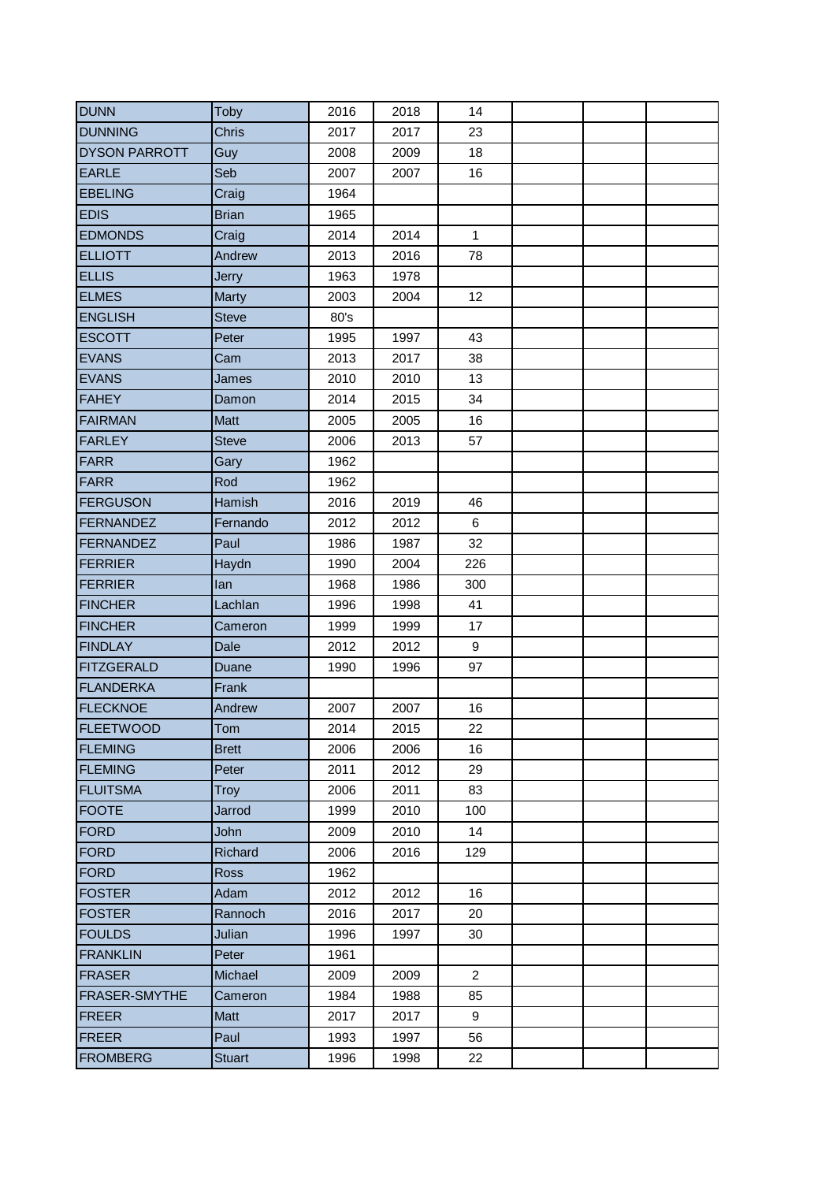| | | | | | | | |
|---|---|---|---|---|---|---|---|
| DUNN | Toby | 2016 | 2018 | 14 | | | |
| DUNNING | Chris | 2017 | 2017 | 23 | | | |
| DYSON PARROTT | Guy | 2008 | 2009 | 18 | | | |
| EARLE | Seb | 2007 | 2007 | 16 | | | |
| EBELING | Craig | 1964 | | | | | |
| EDIS | Brian | 1965 | | | | | |
| EDMONDS | Craig | 2014 | 2014 | 1 | | | |
| ELLIOTT | Andrew | 2013 | 2016 | 78 | | | |
| ELLIS | Jerry | 1963 | 1978 | | | | |
| ELMES | Marty | 2003 | 2004 | 12 | | | |
| ENGLISH | Steve | 80's | | | | | |
| ESCOTT | Peter | 1995 | 1997 | 43 | | | |
| EVANS | Cam | 2013 | 2017 | 38 | | | |
| EVANS | James | 2010 | 2010 | 13 | | | |
| FAHEY | Damon | 2014 | 2015 | 34 | | | |
| FAIRMAN | Matt | 2005 | 2005 | 16 | | | |
| FARLEY | Steve | 2006 | 2013 | 57 | | | |
| FARR | Gary | 1962 | | | | | |
| FARR | Rod | 1962 | | | | | |
| FERGUSON | Hamish | 2016 | 2019 | 46 | | | |
| FERNANDEZ | Fernando | 2012 | 2012 | 6 | | | |
| FERNANDEZ | Paul | 1986 | 1987 | 32 | | | |
| FERRIER | Haydn | 1990 | 2004 | 226 | | | |
| FERRIER | Ian | 1968 | 1986 | 300 | | | |
| FINCHER | Lachlan | 1996 | 1998 | 41 | | | |
| FINCHER | Cameron | 1999 | 1999 | 17 | | | |
| FINDLAY | Dale | 2012 | 2012 | 9 | | | |
| FITZGERALD | Duane | 1990 | 1996 | 97 | | | |
| FLANDERKA | Frank | | | | | | |
| FLECKNOE | Andrew | 2007 | 2007 | 16 | | | |
| FLEETWOOD | Tom | 2014 | 2015 | 22 | | | |
| FLEMING | Brett | 2006 | 2006 | 16 | | | |
| FLEMING | Peter | 2011 | 2012 | 29 | | | |
| FLUITSMA | Troy | 2006 | 2011 | 83 | | | |
| FOOTE | Jarrod | 1999 | 2010 | 100 | | | |
| FORD | John | 2009 | 2010 | 14 | | | |
| FORD | Richard | 2006 | 2016 | 129 | | | |
| FORD | Ross | 1962 | | | | | |
| FOSTER | Adam | 2012 | 2012 | 16 | | | |
| FOSTER | Rannoch | 2016 | 2017 | 20 | | | |
| FOULDS | Julian | 1996 | 1997 | 30 | | | |
| FRANKLIN | Peter | 1961 | | | | | |
| FRASER | Michael | 2009 | 2009 | 2 | | | |
| FRASER-SMYTHE | Cameron | 1984 | 1988 | 85 | | | |
| FREER | Matt | 2017 | 2017 | 9 | | | |
| FREER | Paul | 1993 | 1997 | 56 | | | |
| FROMBERG | Stuart | 1996 | 1998 | 22 | | | |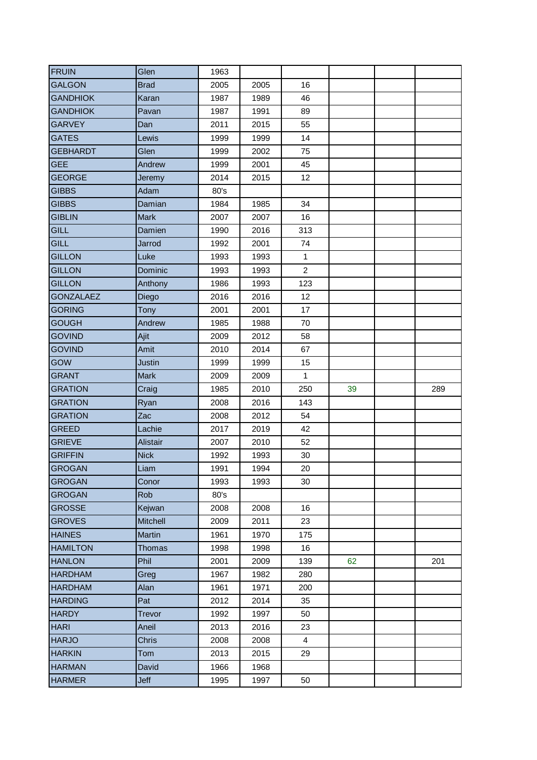| | | | | | | | |
|---|---|---|---|---|---|---|---|
| FRUIN | Glen | 1963 | | | | | |
| GALGON | Brad | 2005 | 2005 | 16 | | | |
| GANDHIOK | Karan | 1987 | 1989 | 46 | | | |
| GANDHIOK | Pavan | 1987 | 1991 | 89 | | | |
| GARVEY | Dan | 2011 | 2015 | 55 | | | |
| GATES | Lewis | 1999 | 1999 | 14 | | | |
| GEBHARDT | Glen | 1999 | 2002 | 75 | | | |
| GEE | Andrew | 1999 | 2001 | 45 | | | |
| GEORGE | Jeremy | 2014 | 2015 | 12 | | | |
| GIBBS | Adam | 80's | | | | | |
| GIBBS | Damian | 1984 | 1985 | 34 | | | |
| GIBLIN | Mark | 2007 | 2007 | 16 | | | |
| GILL | Damien | 1990 | 2016 | 313 | | | |
| GILL | Jarrod | 1992 | 2001 | 74 | | | |
| GILLON | Luke | 1993 | 1993 | 1 | | | |
| GILLON | Dominic | 1993 | 1993 | 2 | | | |
| GILLON | Anthony | 1986 | 1993 | 123 | | | |
| GONZALAEZ | Diego | 2016 | 2016 | 12 | | | |
| GORING | Tony | 2001 | 2001 | 17 | | | |
| GOUGH | Andrew | 1985 | 1988 | 70 | | | |
| GOVIND | Ajit | 2009 | 2012 | 58 | | | |
| GOVIND | Amit | 2010 | 2014 | 67 | | | |
| GOW | Justin | 1999 | 1999 | 15 | | | |
| GRANT | Mark | 2009 | 2009 | 1 | | | |
| GRATION | Craig | 1985 | 2010 | 250 | 39 | | 289 |
| GRATION | Ryan | 2008 | 2016 | 143 | | | |
| GRATION | Zac | 2008 | 2012 | 54 | | | |
| GREED | Lachie | 2017 | 2019 | 42 | | | |
| GRIEVE | Alistair | 2007 | 2010 | 52 | | | |
| GRIFFIN | Nick | 1992 | 1993 | 30 | | | |
| GROGAN | Liam | 1991 | 1994 | 20 | | | |
| GROGAN | Conor | 1993 | 1993 | 30 | | | |
| GROGAN | Rob | 80's | | | | | |
| GROSSE | Kejwan | 2008 | 2008 | 16 | | | |
| GROVES | Mitchell | 2009 | 2011 | 23 | | | |
| HAINES | Martin | 1961 | 1970 | 175 | | | |
| HAMILTON | Thomas | 1998 | 1998 | 16 | | | |
| HANLON | Phil | 2001 | 2009 | 139 | 62 | | 201 |
| HARDHAM | Greg | 1967 | 1982 | 280 | | | |
| HARDHAM | Alan | 1961 | 1971 | 200 | | | |
| HARDING | Pat | 2012 | 2014 | 35 | | | |
| HARDY | Trevor | 1992 | 1997 | 50 | | | |
| HARI | Aneil | 2013 | 2016 | 23 | | | |
| HARJO | Chris | 2008 | 2008 | 4 | | | |
| HARKIN | Tom | 2013 | 2015 | 29 | | | |
| HARMAN | David | 1966 | 1968 | | | | |
| HARMER | Jeff | 1995 | 1997 | 50 | | | |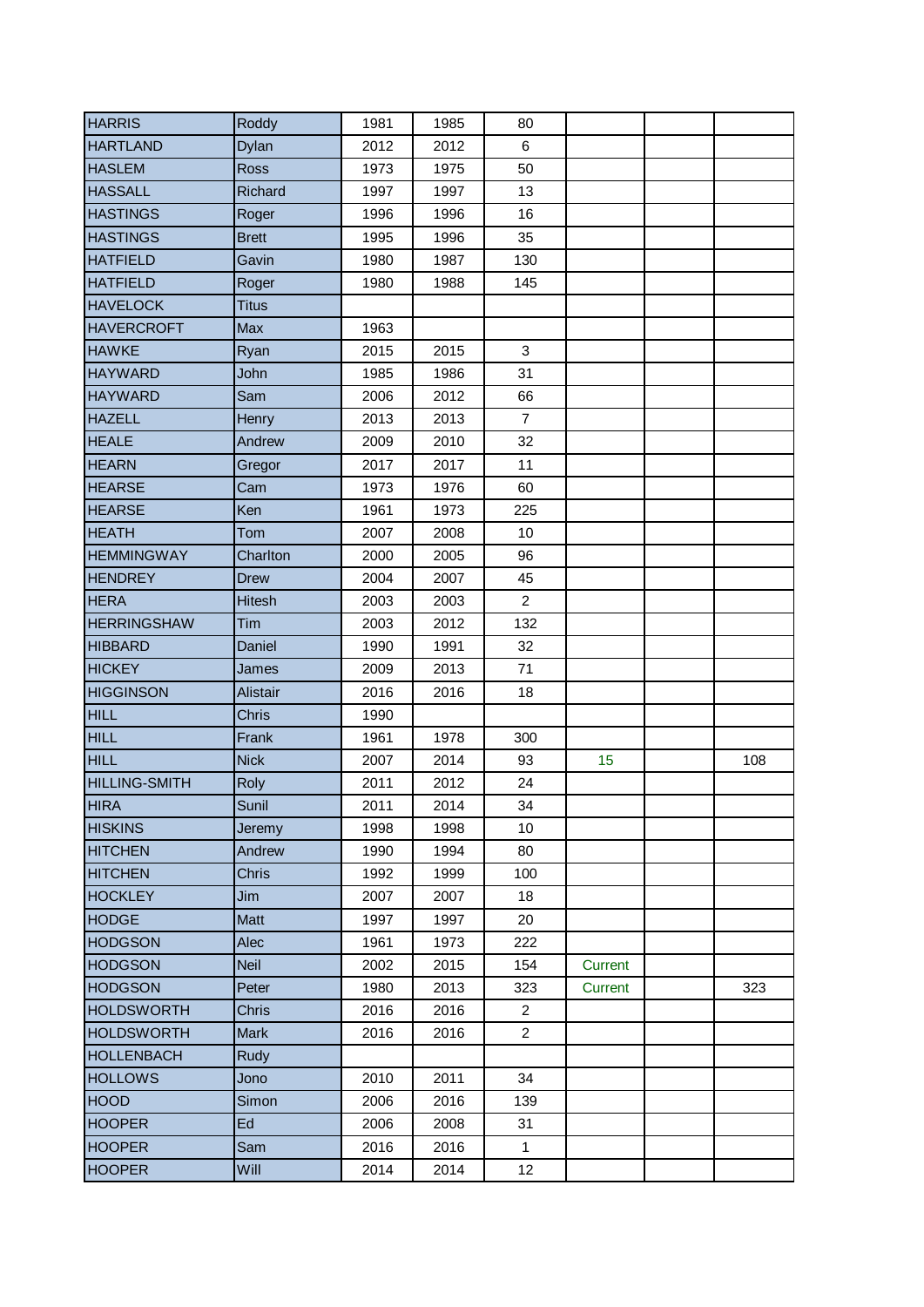| | | | | | | | |
|---|---|---|---|---|---|---|---|
| HARRIS | Roddy | 1981 | 1985 | 80 | | | |
| HARTLAND | Dylan | 2012 | 2012 | 6 | | | |
| HASLEM | Ross | 1973 | 1975 | 50 | | | |
| HASSALL | Richard | 1997 | 1997 | 13 | | | |
| HASTINGS | Roger | 1996 | 1996 | 16 | | | |
| HASTINGS | Brett | 1995 | 1996 | 35 | | | |
| HATFIELD | Gavin | 1980 | 1987 | 130 | | | |
| HATFIELD | Roger | 1980 | 1988 | 145 | | | |
| HAVELOCK | Titus | | | | | | |
| HAVERCROFT | Max | 1963 | | | | | |
| HAWKE | Ryan | 2015 | 2015 | 3 | | | |
| HAYWARD | John | 1985 | 1986 | 31 | | | |
| HAYWARD | Sam | 2006 | 2012 | 66 | | | |
| HAZELL | Henry | 2013 | 2013 | 7 | | | |
| HEALE | Andrew | 2009 | 2010 | 32 | | | |
| HEARN | Gregor | 2017 | 2017 | 11 | | | |
| HEARSE | Cam | 1973 | 1976 | 60 | | | |
| HEARSE | Ken | 1961 | 1973 | 225 | | | |
| HEATH | Tom | 2007 | 2008 | 10 | | | |
| HEMMINGWAY | Charlton | 2000 | 2005 | 96 | | | |
| HENDREY | Drew | 2004 | 2007 | 45 | | | |
| HERA | Hitesh | 2003 | 2003 | 2 | | | |
| HERRINGSHAW | Tim | 2003 | 2012 | 132 | | | |
| HIBBARD | Daniel | 1990 | 1991 | 32 | | | |
| HICKEY | James | 2009 | 2013 | 71 | | | |
| HIGGINSON | Alistair | 2016 | 2016 | 18 | | | |
| HILL | Chris | 1990 | | | | | |
| HILL | Frank | 1961 | 1978 | 300 | | | |
| HILL | Nick | 2007 | 2014 | 93 | 15 | | 108 |
| HILLING-SMITH | Roly | 2011 | 2012 | 24 | | | |
| HIRA | Sunil | 2011 | 2014 | 34 | | | |
| HISKINS | Jeremy | 1998 | 1998 | 10 | | | |
| HITCHEN | Andrew | 1990 | 1994 | 80 | | | |
| HITCHEN | Chris | 1992 | 1999 | 100 | | | |
| HOCKLEY | Jim | 2007 | 2007 | 18 | | | |
| HODGE | Matt | 1997 | 1997 | 20 | | | |
| HODGSON | Alec | 1961 | 1973 | 222 | | | |
| HODGSON | Neil | 2002 | 2015 | 154 | Current | | |
| HODGSON | Peter | 1980 | 2013 | 323 | Current | | 323 |
| HOLDSWORTH | Chris | 2016 | 2016 | 2 | | | |
| HOLDSWORTH | Mark | 2016 | 2016 | 2 | | | |
| HOLLENBACH | Rudy | | | | | | |
| HOLLOWS | Jono | 2010 | 2011 | 34 | | | |
| HOOD | Simon | 2006 | 2016 | 139 | | | |
| HOOPER | Ed | 2006 | 2008 | 31 | | | |
| HOOPER | Sam | 2016 | 2016 | 1 | | | |
| HOOPER | Will | 2014 | 2014 | 12 | | | |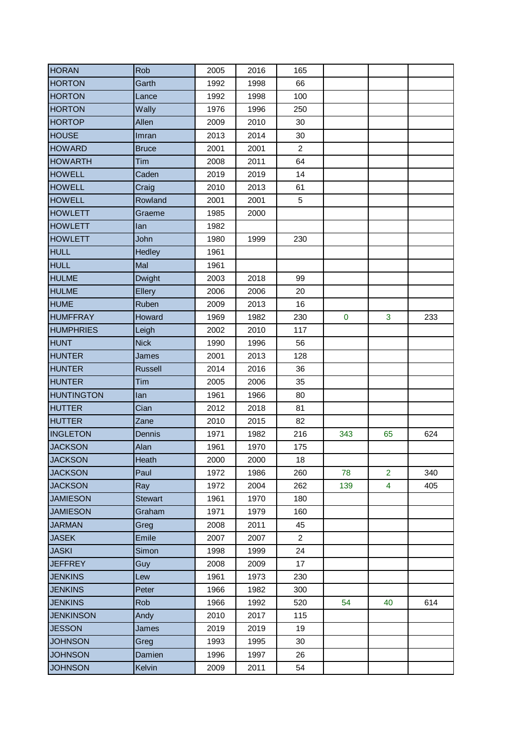| | | | | | | | |
|---|---|---|---|---|---|---|---|
| HORAN | Rob | 2005 | 2016 | 165 | | | |
| HORTON | Garth | 1992 | 1998 | 66 | | | |
| HORTON | Lance | 1992 | 1998 | 100 | | | |
| HORTON | Wally | 1976 | 1996 | 250 | | | |
| HORTOP | Allen | 2009 | 2010 | 30 | | | |
| HOUSE | Imran | 2013 | 2014 | 30 | | | |
| HOWARD | Bruce | 2001 | 2001 | 2 | | | |
| HOWARTH | Tim | 2008 | 2011 | 64 | | | |
| HOWELL | Caden | 2019 | 2019 | 14 | | | |
| HOWELL | Craig | 2010 | 2013 | 61 | | | |
| HOWELL | Rowland | 2001 | 2001 | 5 | | | |
| HOWLETT | Graeme | 1985 | 2000 | | | | |
| HOWLETT | Ian | 1982 | | | | | |
| HOWLETT | John | 1980 | 1999 | 230 | | | |
| HULL | Hedley | 1961 | | | | | |
| HULL | Mal | 1961 | | | | | |
| HULME | Dwight | 2003 | 2018 | 99 | | | |
| HULME | Ellery | 2006 | 2006 | 20 | | | |
| HUME | Ruben | 2009 | 2013 | 16 | | | |
| HUMFFRAY | Howard | 1969 | 1982 | 230 | 0 | 3 | 233 |
| HUMPHRIES | Leigh | 2002 | 2010 | 117 | | | |
| HUNT | Nick | 1990 | 1996 | 56 | | | |
| HUNTER | James | 2001 | 2013 | 128 | | | |
| HUNTER | Russell | 2014 | 2016 | 36 | | | |
| HUNTER | Tim | 2005 | 2006 | 35 | | | |
| HUNTINGTON | Ian | 1961 | 1966 | 80 | | | |
| HUTTER | Cian | 2012 | 2018 | 81 | | | |
| HUTTER | Zane | 2010 | 2015 | 82 | | | |
| INGLETON | Dennis | 1971 | 1982 | 216 | 343 | 65 | 624 |
| JACKSON | Alan | 1961 | 1970 | 175 | | | |
| JACKSON | Heath | 2000 | 2000 | 18 | | | |
| JACKSON | Paul | 1972 | 1986 | 260 | 78 | 2 | 340 |
| JACKSON | Ray | 1972 | 2004 | 262 | 139 | 4 | 405 |
| JAMIESON | Stewart | 1961 | 1970 | 180 | | | |
| JAMIESON | Graham | 1971 | 1979 | 160 | | | |
| JARMAN | Greg | 2008 | 2011 | 45 | | | |
| JASEK | Emile | 2007 | 2007 | 2 | | | |
| JASKI | Simon | 1998 | 1999 | 24 | | | |
| JEFFREY | Guy | 2008 | 2009 | 17 | | | |
| JENKINS | Lew | 1961 | 1973 | 230 | | | |
| JENKINS | Peter | 1966 | 1982 | 300 | | | |
| JENKINS | Rob | 1966 | 1992 | 520 | 54 | 40 | 614 |
| JENKINSON | Andy | 2010 | 2017 | 115 | | | |
| JESSON | James | 2019 | 2019 | 19 | | | |
| JOHNSON | Greg | 1993 | 1995 | 30 | | | |
| JOHNSON | Damien | 1996 | 1997 | 26 | | | |
| JOHNSON | Kelvin | 2009 | 2011 | 54 | | | |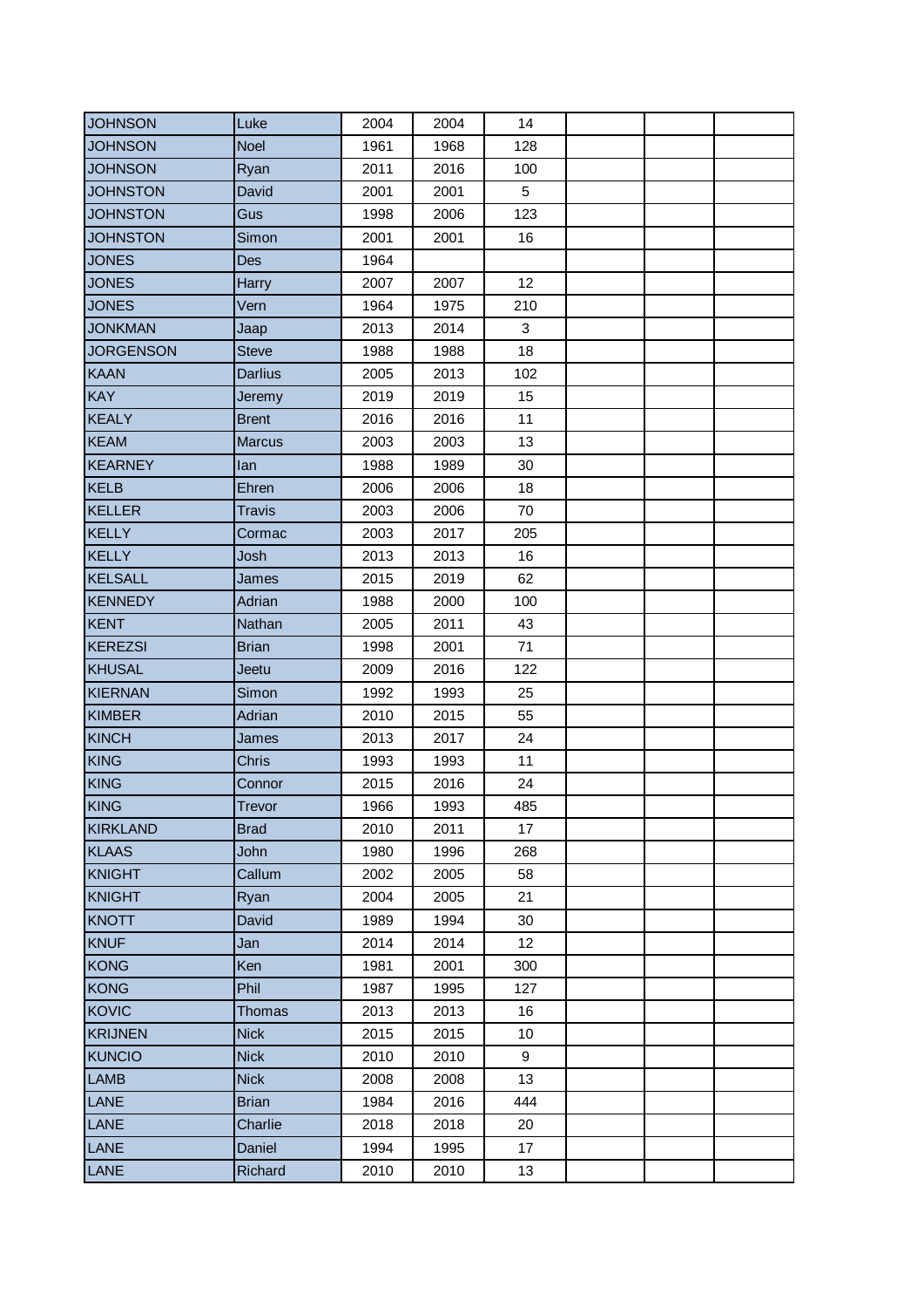| | | | | | | | |
|---|---|---|---|---|---|---|---|
| JOHNSON | Luke | 2004 | 2004 | 14 | | | |
| JOHNSON | Noel | 1961 | 1968 | 128 | | | |
| JOHNSON | Ryan | 2011 | 2016 | 100 | | | |
| JOHNSTON | David | 2001 | 2001 | 5 | | | |
| JOHNSTON | Gus | 1998 | 2006 | 123 | | | |
| JOHNSTON | Simon | 2001 | 2001 | 16 | | | |
| JONES | Des | 1964 | | | | | |
| JONES | Harry | 2007 | 2007 | 12 | | | |
| JONES | Vern | 1964 | 1975 | 210 | | | |
| JONKMAN | Jaap | 2013 | 2014 | 3 | | | |
| JORGENSON | Steve | 1988 | 1988 | 18 | | | |
| KAAN | Darlius | 2005 | 2013 | 102 | | | |
| KAY | Jeremy | 2019 | 2019 | 15 | | | |
| KEALY | Brent | 2016 | 2016 | 11 | | | |
| KEAM | Marcus | 2003 | 2003 | 13 | | | |
| KEARNEY | Ian | 1988 | 1989 | 30 | | | |
| KELB | Ehren | 2006 | 2006 | 18 | | | |
| KELLER | Travis | 2003 | 2006 | 70 | | | |
| KELLY | Cormac | 2003 | 2017 | 205 | | | |
| KELLY | Josh | 2013 | 2013 | 16 | | | |
| KELSALL | James | 2015 | 2019 | 62 | | | |
| KENNEDY | Adrian | 1988 | 2000 | 100 | | | |
| KENT | Nathan | 2005 | 2011 | 43 | | | |
| KEREZSI | Brian | 1998 | 2001 | 71 | | | |
| KHUSAL | Jeetu | 2009 | 2016 | 122 | | | |
| KIERNAN | Simon | 1992 | 1993 | 25 | | | |
| KIMBER | Adrian | 2010 | 2015 | 55 | | | |
| KINCH | James | 2013 | 2017 | 24 | | | |
| KING | Chris | 1993 | 1993 | 11 | | | |
| KING | Connor | 2015 | 2016 | 24 | | | |
| KING | Trevor | 1966 | 1993 | 485 | | | |
| KIRKLAND | Brad | 2010 | 2011 | 17 | | | |
| KLAAS | John | 1980 | 1996 | 268 | | | |
| KNIGHT | Callum | 2002 | 2005 | 58 | | | |
| KNIGHT | Ryan | 2004 | 2005 | 21 | | | |
| KNOTT | David | 1989 | 1994 | 30 | | | |
| KNUF | Jan | 2014 | 2014 | 12 | | | |
| KONG | Ken | 1981 | 2001 | 300 | | | |
| KONG | Phil | 1987 | 1995 | 127 | | | |
| KOVIC | Thomas | 2013 | 2013 | 16 | | | |
| KRIJNEN | Nick | 2015 | 2015 | 10 | | | |
| KUNCIO | Nick | 2010 | 2010 | 9 | | | |
| LAMB | Nick | 2008 | 2008 | 13 | | | |
| LANE | Brian | 1984 | 2016 | 444 | | | |
| LANE | Charlie | 2018 | 2018 | 20 | | | |
| LANE | Daniel | 1994 | 1995 | 17 | | | |
| LANE | Richard | 2010 | 2010 | 13 | | | |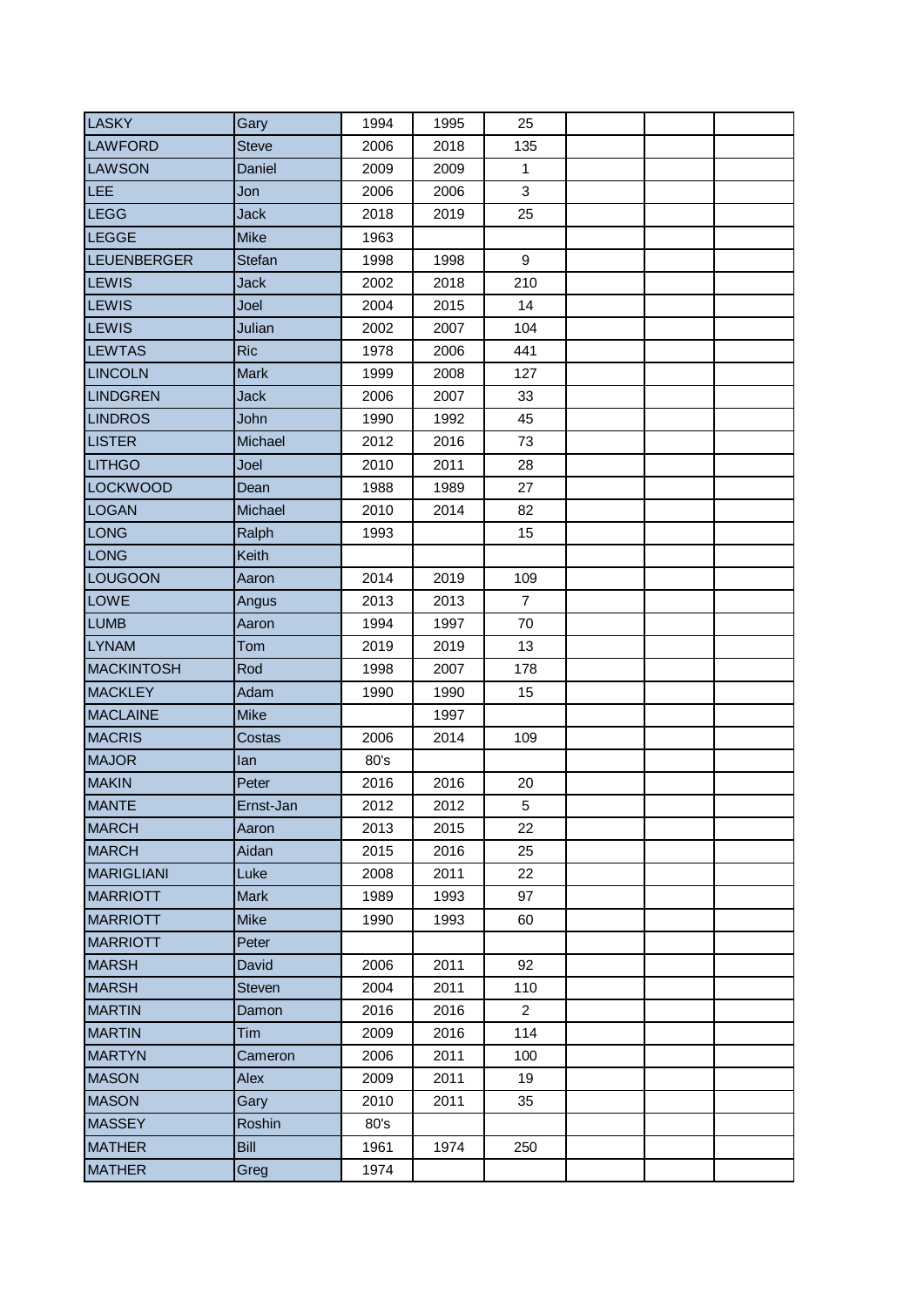| LASKY | Gary | 1994 | 1995 | 25 | | | |
|---|---|---|---|---|---|---|---|
| LAWFORD | Steve | 2006 | 2018 | 135 | | | |
| LAWSON | Daniel | 2009 | 2009 | 1 | | | |
| LEE | Jon | 2006 | 2006 | 3 | | | |
| LEGG | Jack | 2018 | 2019 | 25 | | | |
| LEGGE | Mike | 1963 | | | | | |
| LEUENBERGER | Stefan | 1998 | 1998 | 9 | | | |
| LEWIS | Jack | 2002 | 2018 | 210 | | | |
| LEWIS | Joel | 2004 | 2015 | 14 | | | |
| LEWIS | Julian | 2002 | 2007 | 104 | | | |
| LEWTAS | Ric | 1978 | 2006 | 441 | | | |
| LINCOLN | Mark | 1999 | 2008 | 127 | | | |
| LINDGREN | Jack | 2006 | 2007 | 33 | | | |
| LINDROS | John | 1990 | 1992 | 45 | | | |
| LISTER | Michael | 2012 | 2016 | 73 | | | |
| LITHGO | Joel | 2010 | 2011 | 28 | | | |
| LOCKWOOD | Dean | 1988 | 1989 | 27 | | | |
| LOGAN | Michael | 2010 | 2014 | 82 | | | |
| LONG | Ralph | 1993 | | 15 | | | |
| LONG | Keith | | | | | | |
| LOUGOON | Aaron | 2014 | 2019 | 109 | | | |
| LOWE | Angus | 2013 | 2013 | 7 | | | |
| LUMB | Aaron | 1994 | 1997 | 70 | | | |
| LYNAM | Tom | 2019 | 2019 | 13 | | | |
| MACKINTOSH | Rod | 1998 | 2007 | 178 | | | |
| MACKLEY | Adam | 1990 | 1990 | 15 | | | |
| MACLAINE | Mike | | 1997 | | | | |
| MACRIS | Costas | 2006 | 2014 | 109 | | | |
| MAJOR | Ian | 80's | | | | | |
| MAKIN | Peter | 2016 | 2016 | 20 | | | |
| MANTE | Ernst-Jan | 2012 | 2012 | 5 | | | |
| MARCH | Aaron | 2013 | 2015 | 22 | | | |
| MARCH | Aidan | 2015 | 2016 | 25 | | | |
| MARIGLIANI | Luke | 2008 | 2011 | 22 | | | |
| MARRIOTT | Mark | 1989 | 1993 | 97 | | | |
| MARRIOTT | Mike | 1990 | 1993 | 60 | | | |
| MARRIOTT | Peter | | | | | | |
| MARSH | David | 2006 | 2011 | 92 | | | |
| MARSH | Steven | 2004 | 2011 | 110 | | | |
| MARTIN | Damon | 2016 | 2016 | 2 | | | |
| MARTIN | Tim | 2009 | 2016 | 114 | | | |
| MARTYN | Cameron | 2006 | 2011 | 100 | | | |
| MASON | Alex | 2009 | 2011 | 19 | | | |
| MASON | Gary | 2010 | 2011 | 35 | | | |
| MASSEY | Roshin | 80's | | | | | |
| MATHER | Bill | 1961 | 1974 | 250 | | | |
| MATHER | Greg | 1974 | | | | | |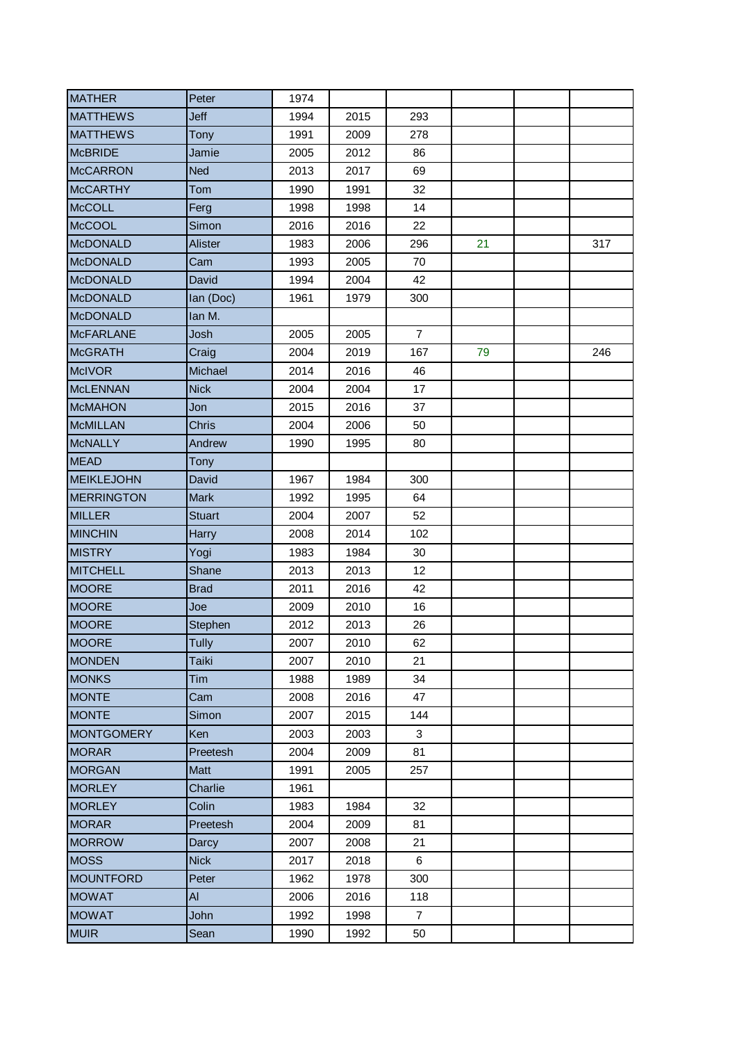| | | | | | | | |
|---|---|---|---|---|---|---|---|
| MATHER | Peter | 1974 | | | | | |
| MATTHEWS | Jeff | 1994 | 2015 | 293 | | | |
| MATTHEWS | Tony | 1991 | 2009 | 278 | | | |
| McBRIDE | Jamie | 2005 | 2012 | 86 | | | |
| McCARRON | Ned | 2013 | 2017 | 69 | | | |
| McCARTHY | Tom | 1990 | 1991 | 32 | | | |
| McCOLL | Ferg | 1998 | 1998 | 14 | | | |
| McCOOL | Simon | 2016 | 2016 | 22 | | | |
| McDONALD | Alister | 1983 | 2006 | 296 | 21 | | 317 |
| McDONALD | Cam | 1993 | 2005 | 70 | | | |
| McDONALD | David | 1994 | 2004 | 42 | | | |
| McDONALD | Ian (Doc) | 1961 | 1979 | 300 | | | |
| McDONALD | Ian M. | | | | | | |
| McFARLANE | Josh | 2005 | 2005 | 7 | | | |
| McGRATH | Craig | 2004 | 2019 | 167 | 79 | | 246 |
| McIVOR | Michael | 2014 | 2016 | 46 | | | |
| McLENNAN | Nick | 2004 | 2004 | 17 | | | |
| McMAHON | Jon | 2015 | 2016 | 37 | | | |
| McMILLAN | Chris | 2004 | 2006 | 50 | | | |
| McNALLY | Andrew | 1990 | 1995 | 80 | | | |
| MEAD | Tony | | | | | | |
| MEIKLEJOHN | David | 1967 | 1984 | 300 | | | |
| MERRINGTON | Mark | 1992 | 1995 | 64 | | | |
| MILLER | Stuart | 2004 | 2007 | 52 | | | |
| MINCHIN | Harry | 2008 | 2014 | 102 | | | |
| MISTRY | Yogi | 1983 | 1984 | 30 | | | |
| MITCHELL | Shane | 2013 | 2013 | 12 | | | |
| MOORE | Brad | 2011 | 2016 | 42 | | | |
| MOORE | Joe | 2009 | 2010 | 16 | | | |
| MOORE | Stephen | 2012 | 2013 | 26 | | | |
| MOORE | Tully | 2007 | 2010 | 62 | | | |
| MONDEN | Taiki | 2007 | 2010 | 21 | | | |
| MONKS | Tim | 1988 | 1989 | 34 | | | |
| MONTE | Cam | 2008 | 2016 | 47 | | | |
| MONTE | Simon | 2007 | 2015 | 144 | | | |
| MONTGOMERY | Ken | 2003 | 2003 | 3 | | | |
| MORAR | Preetesh | 2004 | 2009 | 81 | | | |
| MORGAN | Matt | 1991 | 2005 | 257 | | | |
| MORLEY | Charlie | 1961 | | | | | |
| MORLEY | Colin | 1983 | 1984 | 32 | | | |
| MORAR | Preetesh | 2004 | 2009 | 81 | | | |
| MORROW | Darcy | 2007 | 2008 | 21 | | | |
| MOSS | Nick | 2017 | 2018 | 6 | | | |
| MOUNTFORD | Peter | 1962 | 1978 | 300 | | | |
| MOWAT | Al | 2006 | 2016 | 118 | | | |
| MOWAT | John | 1992 | 1998 | 7 | | | |
| MUIR | Sean | 1990 | 1992 | 50 | | | |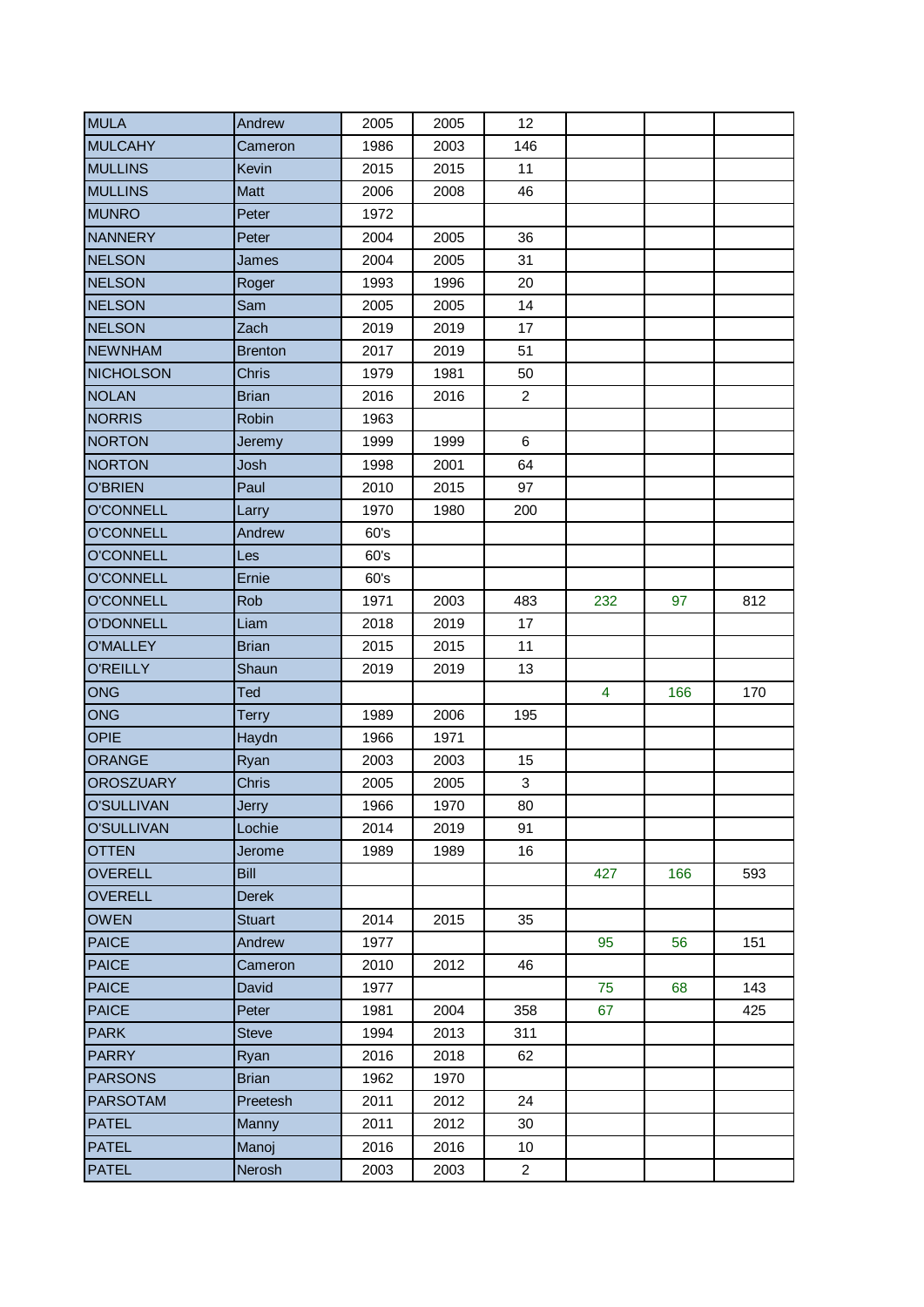| | | | | | | | |
|---|---|---|---|---|---|---|---|
| MULA | Andrew | 2005 | 2005 | 12 | | | |
| MULCAHY | Cameron | 1986 | 2003 | 146 | | | |
| MULLINS | Kevin | 2015 | 2015 | 11 | | | |
| MULLINS | Matt | 2006 | 2008 | 46 | | | |
| MUNRO | Peter | 1972 | | | | | |
| NANNERY | Peter | 2004 | 2005 | 36 | | | |
| NELSON | James | 2004 | 2005 | 31 | | | |
| NELSON | Roger | 1993 | 1996 | 20 | | | |
| NELSON | Sam | 2005 | 2005 | 14 | | | |
| NELSON | Zach | 2019 | 2019 | 17 | | | |
| NEWNHAM | Brenton | 2017 | 2019 | 51 | | | |
| NICHOLSON | Chris | 1979 | 1981 | 50 | | | |
| NOLAN | Brian | 2016 | 2016 | 2 | | | |
| NORRIS | Robin | 1963 | | | | | |
| NORTON | Jeremy | 1999 | 1999 | 6 | | | |
| NORTON | Josh | 1998 | 2001 | 64 | | | |
| O'BRIEN | Paul | 2010 | 2015 | 97 | | | |
| O'CONNELL | Larry | 1970 | 1980 | 200 | | | |
| O'CONNELL | Andrew | 60's | | | | | |
| O'CONNELL | Les | 60's | | | | | |
| O'CONNELL | Ernie | 60's | | | | | |
| O'CONNELL | Rob | 1971 | 2003 | 483 | 232 | 97 | 812 |
| O'DONNELL | Liam | 2018 | 2019 | 17 | | | |
| O'MALLEY | Brian | 2015 | 2015 | 11 | | | |
| O'REILLY | Shaun | 2019 | 2019 | 13 | | | |
| ONG | Ted | | | | 4 | 166 | 170 |
| ONG | Terry | 1989 | 2006 | 195 | | | |
| OPIE | Haydn | 1966 | 1971 | | | | |
| ORANGE | Ryan | 2003 | 2003 | 15 | | | |
| OROSZUARY | Chris | 2005 | 2005 | 3 | | | |
| O'SULLIVAN | Jerry | 1966 | 1970 | 80 | | | |
| O'SULLIVAN | Lochie | 2014 | 2019 | 91 | | | |
| OTTEN | Jerome | 1989 | 1989 | 16 | | | |
| OVERELL | Bill | | | | 427 | 166 | 593 |
| OVERELL | Derek | | | | | | |
| OWEN | Stuart | 2014 | 2015 | 35 | | | |
| PAICE | Andrew | 1977 | | | 95 | 56 | 151 |
| PAICE | Cameron | 2010 | 2012 | 46 | | | |
| PAICE | David | 1977 | | | 75 | 68 | 143 |
| PAICE | Peter | 1981 | 2004 | 358 | 67 | | 425 |
| PARK | Steve | 1994 | 2013 | 311 | | | |
| PARRY | Ryan | 2016 | 2018 | 62 | | | |
| PARSONS | Brian | 1962 | 1970 | | | | |
| PARSOTAM | Preetesh | 2011 | 2012 | 24 | | | |
| PATEL | Manny | 2011 | 2012 | 30 | | | |
| PATEL | Manoj | 2016 | 2016 | 10 | | | |
| PATEL | Nerosh | 2003 | 2003 | 2 | | | |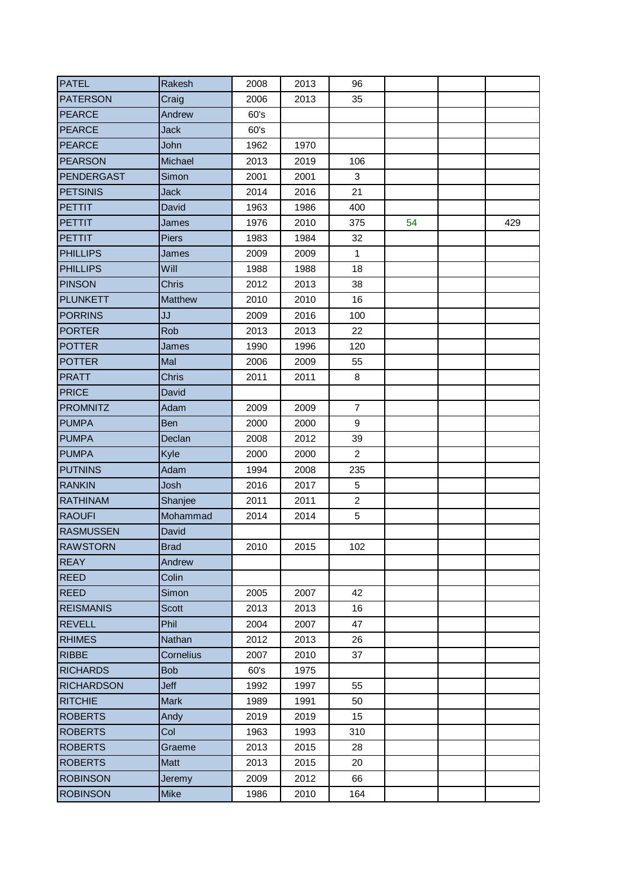| | | | | | | | |
|---|---|---|---|---|---|---|---|
| PATEL | Rakesh | 2008 | 2013 | 96 | | | |
| PATERSON | Craig | 2006 | 2013 | 35 | | | |
| PEARCE | Andrew | 60's | | | | | |
| PEARCE | Jack | 60's | | | | | |
| PEARCE | John | 1962 | 1970 | | | | |
| PEARSON | Michael | 2013 | 2019 | 106 | | | |
| PENDERGAST | Simon | 2001 | 2001 | 3 | | | |
| PETSINIS | Jack | 2014 | 2016 | 21 | | | |
| PETTIT | David | 1963 | 1986 | 400 | | | |
| PETTIT | James | 1976 | 2010 | 375 | 54 | | 429 |
| PETTIT | Piers | 1983 | 1984 | 32 | | | |
| PHILLIPS | James | 2009 | 2009 | 1 | | | |
| PHILLIPS | Will | 1988 | 1988 | 18 | | | |
| PINSON | Chris | 2012 | 2013 | 38 | | | |
| PLUNKETT | Matthew | 2010 | 2010 | 16 | | | |
| PORRINS | JJ | 2009 | 2016 | 100 | | | |
| PORTER | Rob | 2013 | 2013 | 22 | | | |
| POTTER | James | 1990 | 1996 | 120 | | | |
| POTTER | Mal | 2006 | 2009 | 55 | | | |
| PRATT | Chris | 2011 | 2011 | 8 | | | |
| PRICE | David | | | | | | |
| PROMNITZ | Adam | 2009 | 2009 | 7 | | | |
| PUMPA | Ben | 2000 | 2000 | 9 | | | |
| PUMPA | Declan | 2008 | 2012 | 39 | | | |
| PUMPA | Kyle | 2000 | 2000 | 2 | | | |
| PUTNINS | Adam | 1994 | 2008 | 235 | | | |
| RANKIN | Josh | 2016 | 2017 | 5 | | | |
| RATHINAM | Shanjee | 2011 | 2011 | 2 | | | |
| RAOUFI | Mohammad | 2014 | 2014 | 5 | | | |
| RASMUSSEN | David | | | | | | |
| RAWSTORN | Brad | 2010 | 2015 | 102 | | | |
| REAY | Andrew | | | | | | |
| REED | Colin | | | | | | |
| REED | Simon | 2005 | 2007 | 42 | | | |
| REISMANIS | Scott | 2013 | 2013 | 16 | | | |
| REVELL | Phil | 2004 | 2007 | 47 | | | |
| RHIMES | Nathan | 2012 | 2013 | 26 | | | |
| RIBBE | Cornelius | 2007 | 2010 | 37 | | | |
| RICHARDS | Bob | 60's | 1975 | | | | |
| RICHARDSON | Jeff | 1992 | 1997 | 55 | | | |
| RITCHIE | Mark | 1989 | 1991 | 50 | | | |
| ROBERTS | Andy | 2019 | 2019 | 15 | | | |
| ROBERTS | Col | 1963 | 1993 | 310 | | | |
| ROBERTS | Graeme | 2013 | 2015 | 28 | | | |
| ROBERTS | Matt | 2013 | 2015 | 20 | | | |
| ROBINSON | Jeremy | 2009 | 2012 | 66 | | | |
| ROBINSON | Mike | 1986 | 2010 | 164 | | | |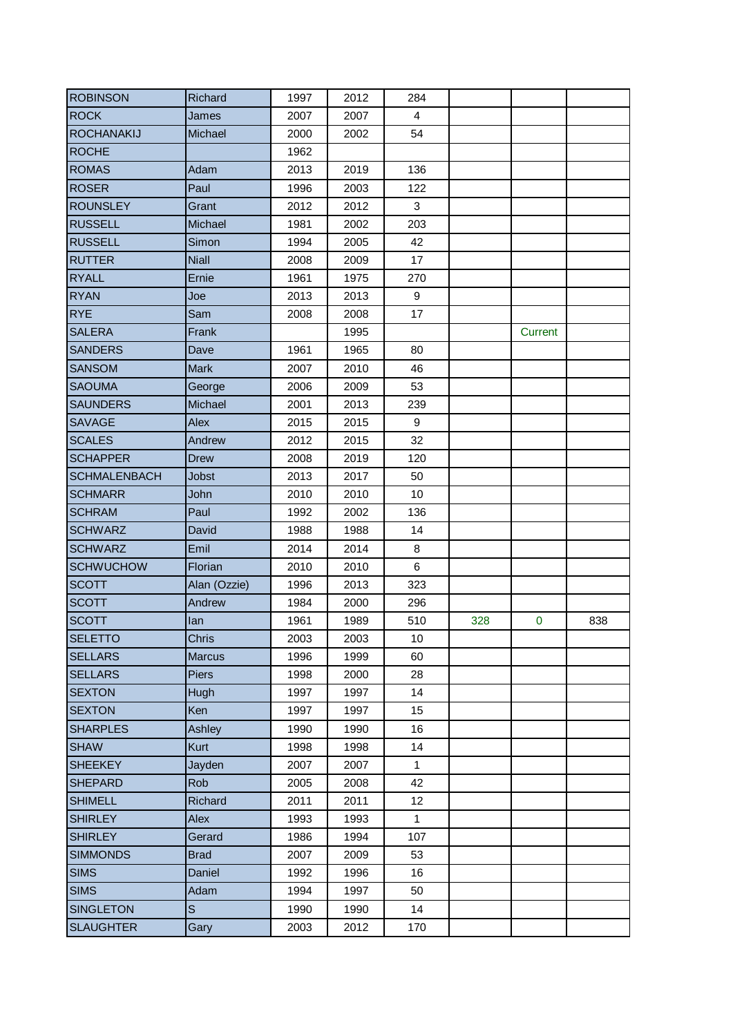| | | | | | | | |
|---|---|---|---|---|---|---|---|
| ROBINSON | Richard | 1997 | 2012 | 284 | | | |
| ROCK | James | 2007 | 2007 | 4 | | | |
| ROCHANAKIJ | Michael | 2000 | 2002 | 54 | | | |
| ROCHE | | 1962 | | | | | |
| ROMAS | Adam | 2013 | 2019 | 136 | | | |
| ROSER | Paul | 1996 | 2003 | 122 | | | |
| ROUNSLEY | Grant | 2012 | 2012 | 3 | | | |
| RUSSELL | Michael | 1981 | 2002 | 203 | | | |
| RUSSELL | Simon | 1994 | 2005 | 42 | | | |
| RUTTER | Niall | 2008 | 2009 | 17 | | | |
| RYALL | Ernie | 1961 | 1975 | 270 | | | |
| RYAN | Joe | 2013 | 2013 | 9 | | | |
| RYE | Sam | 2008 | 2008 | 17 | | | |
| SALERA | Frank | | 1995 | | | Current | |
| SANDERS | Dave | 1961 | 1965 | 80 | | | |
| SANSOM | Mark | 2007 | 2010 | 46 | | | |
| SAOUMA | George | 2006 | 2009 | 53 | | | |
| SAUNDERS | Michael | 2001 | 2013 | 239 | | | |
| SAVAGE | Alex | 2015 | 2015 | 9 | | | |
| SCALES | Andrew | 2012 | 2015 | 32 | | | |
| SCHAPPER | Drew | 2008 | 2019 | 120 | | | |
| SCHMALENBACH | Jobst | 2013 | 2017 | 50 | | | |
| SCHMARR | John | 2010 | 2010 | 10 | | | |
| SCHRAM | Paul | 1992 | 2002 | 136 | | | |
| SCHWARZ | David | 1988 | 1988 | 14 | | | |
| SCHWARZ | Emil | 2014 | 2014 | 8 | | | |
| SCHWUCHOW | Florian | 2010 | 2010 | 6 | | | |
| SCOTT | Alan (Ozzie) | 1996 | 2013 | 323 | | | |
| SCOTT | Andrew | 1984 | 2000 | 296 | | | |
| SCOTT | Ian | 1961 | 1989 | 510 | 328 | 0 | 838 |
| SELETTO | Chris | 2003 | 2003 | 10 | | | |
| SELLARS | Marcus | 1996 | 1999 | 60 | | | |
| SELLARS | Piers | 1998 | 2000 | 28 | | | |
| SEXTON | Hugh | 1997 | 1997 | 14 | | | |
| SEXTON | Ken | 1997 | 1997 | 15 | | | |
| SHARPLES | Ashley | 1990 | 1990 | 16 | | | |
| SHAW | Kurt | 1998 | 1998 | 14 | | | |
| SHEEKEY | Jayden | 2007 | 2007 | 1 | | | |
| SHEPARD | Rob | 2005 | 2008 | 42 | | | |
| SHIMELL | Richard | 2011 | 2011 | 12 | | | |
| SHIRLEY | Alex | 1993 | 1993 | 1 | | | |
| SHIRLEY | Gerard | 1986 | 1994 | 107 | | | |
| SIMMONDS | Brad | 2007 | 2009 | 53 | | | |
| SIMS | Daniel | 1992 | 1996 | 16 | | | |
| SIMS | Adam | 1994 | 1997 | 50 | | | |
| SINGLETON | S | 1990 | 1990 | 14 | | | |
| SLAUGHTER | Gary | 2003 | 2012 | 170 | | | |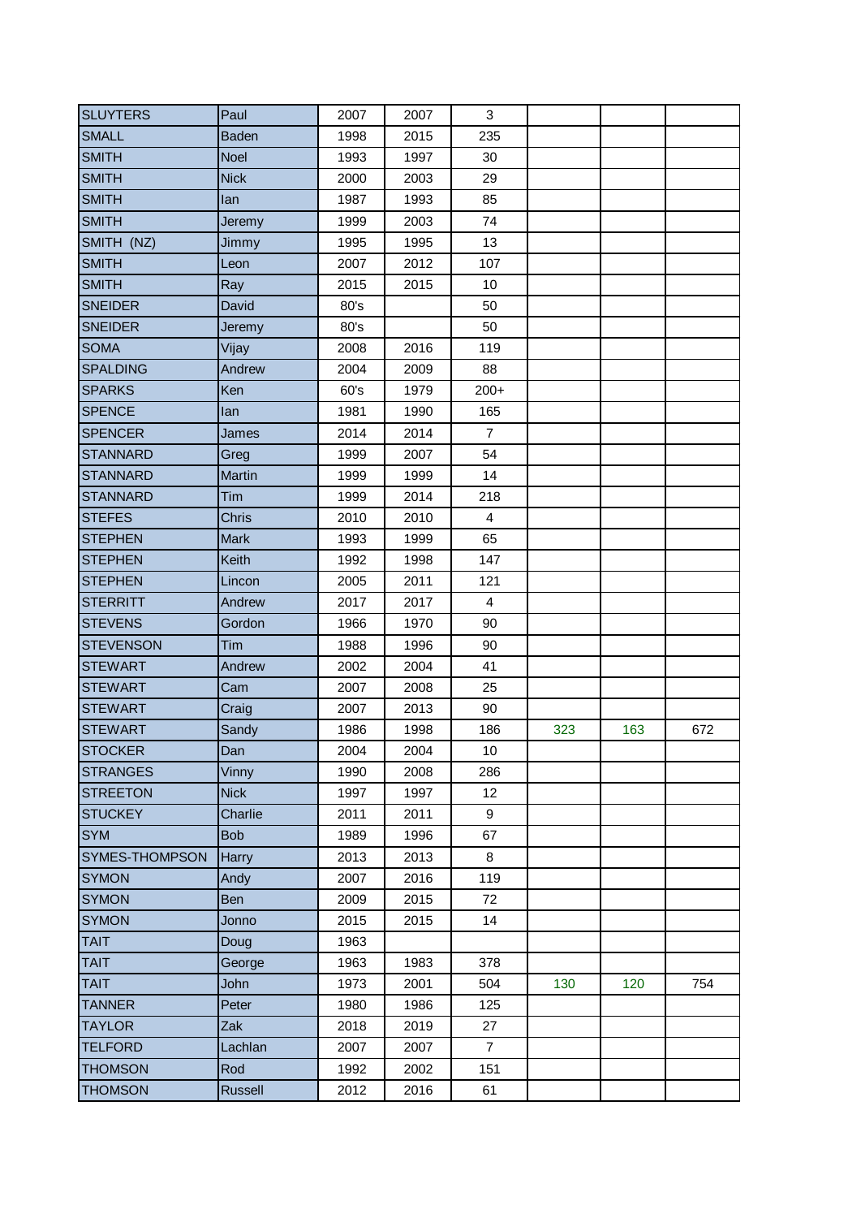| | | | | | | | |
|---|---|---|---|---|---|---|---|
| SLUYTERS | Paul | 2007 | 2007 | 3 | | | |
| SMALL | Baden | 1998 | 2015 | 235 | | | |
| SMITH | Noel | 1993 | 1997 | 30 | | | |
| SMITH | Nick | 2000 | 2003 | 29 | | | |
| SMITH | Ian | 1987 | 1993 | 85 | | | |
| SMITH | Jeremy | 1999 | 2003 | 74 | | | |
| SMITH (NZ) | Jimmy | 1995 | 1995 | 13 | | | |
| SMITH | Leon | 2007 | 2012 | 107 | | | |
| SMITH | Ray | 2015 | 2015 | 10 | | | |
| SNEIDER | David | 80's | | 50 | | | |
| SNEIDER | Jeremy | 80's | | 50 | | | |
| SOMA | Vijay | 2008 | 2016 | 119 | | | |
| SPALDING | Andrew | 2004 | 2009 | 88 | | | |
| SPARKS | Ken | 60's | 1979 | 200+ | | | |
| SPENCE | Ian | 1981 | 1990 | 165 | | | |
| SPENCER | James | 2014 | 2014 | 7 | | | |
| STANNARD | Greg | 1999 | 2007 | 54 | | | |
| STANNARD | Martin | 1999 | 1999 | 14 | | | |
| STANNARD | Tim | 1999 | 2014 | 218 | | | |
| STEFES | Chris | 2010 | 2010 | 4 | | | |
| STEPHEN | Mark | 1993 | 1999 | 65 | | | |
| STEPHEN | Keith | 1992 | 1998 | 147 | | | |
| STEPHEN | Lincon | 2005 | 2011 | 121 | | | |
| STERRITT | Andrew | 2017 | 2017 | 4 | | | |
| STEVENS | Gordon | 1966 | 1970 | 90 | | | |
| STEVENSON | Tim | 1988 | 1996 | 90 | | | |
| STEWART | Andrew | 2002 | 2004 | 41 | | | |
| STEWART | Cam | 2007 | 2008 | 25 | | | |
| STEWART | Craig | 2007 | 2013 | 90 | | | |
| STEWART | Sandy | 1986 | 1998 | 186 | 323 | 163 | 672 |
| STOCKER | Dan | 2004 | 2004 | 10 | | | |
| STRANGES | Vinny | 1990 | 2008 | 286 | | | |
| STREETON | Nick | 1997 | 1997 | 12 | | | |
| STUCKEY | Charlie | 2011 | 2011 | 9 | | | |
| SYM | Bob | 1989 | 1996 | 67 | | | |
| SYMES-THOMPSON | Harry | 2013 | 2013 | 8 | | | |
| SYMON | Andy | 2007 | 2016 | 119 | | | |
| SYMON | Ben | 2009 | 2015 | 72 | | | |
| SYMON | Jonno | 2015 | 2015 | 14 | | | |
| TAIT | Doug | 1963 | | | | | |
| TAIT | George | 1963 | 1983 | 378 | | | |
| TAIT | John | 1973 | 2001 | 504 | 130 | 120 | 754 |
| TANNER | Peter | 1980 | 1986 | 125 | | | |
| TAYLOR | Zak | 2018 | 2019 | 27 | | | |
| TELFORD | Lachlan | 2007 | 2007 | 7 | | | |
| THOMSON | Rod | 1992 | 2002 | 151 | | | |
| THOMSON | Russell | 2012 | 2016 | 61 | | | |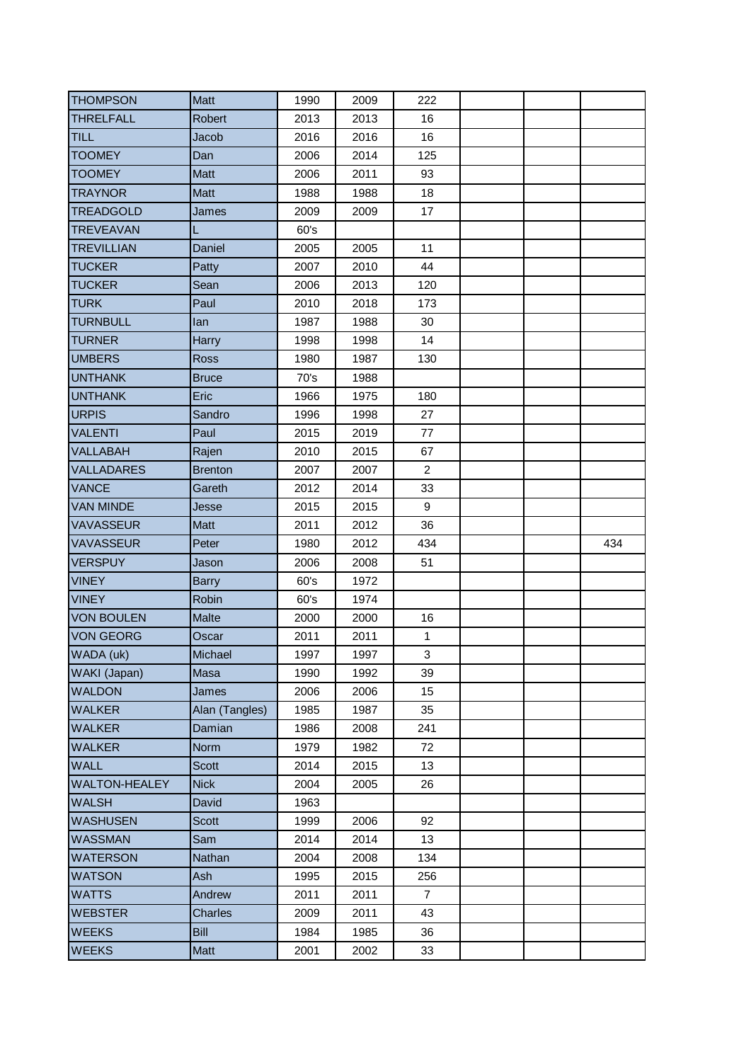| | | | | | | | |
|---|---|---|---|---|---|---|---|
| THOMPSON | Matt | 1990 | 2009 | 222 | | | |
| THRELFALL | Robert | 2013 | 2013 | 16 | | | |
| TILL | Jacob | 2016 | 2016 | 16 | | | |
| TOOMEY | Dan | 2006 | 2014 | 125 | | | |
| TOOMEY | Matt | 2006 | 2011 | 93 | | | |
| TRAYNOR | Matt | 1988 | 1988 | 18 | | | |
| TREADGOLD | James | 2009 | 2009 | 17 | | | |
| TREVEAVAN | L | 60's | | | | | |
| TREVILLIAN | Daniel | 2005 | 2005 | 11 | | | |
| TUCKER | Patty | 2007 | 2010 | 44 | | | |
| TUCKER | Sean | 2006 | 2013 | 120 | | | |
| TURK | Paul | 2010 | 2018 | 173 | | | |
| TURNBULL | Ian | 1987 | 1988 | 30 | | | |
| TURNER | Harry | 1998 | 1998 | 14 | | | |
| UMBERS | Ross | 1980 | 1987 | 130 | | | |
| UNTHANK | Bruce | 70's | 1988 | | | | |
| UNTHANK | Eric | 1966 | 1975 | 180 | | | |
| URPIS | Sandro | 1996 | 1998 | 27 | | | |
| VALENTI | Paul | 2015 | 2019 | 77 | | | |
| VALLABAH | Rajen | 2010 | 2015 | 67 | | | |
| VALLADARES | Brenton | 2007 | 2007 | 2 | | | |
| VANCE | Gareth | 2012 | 2014 | 33 | | | |
| VAN MINDE | Jesse | 2015 | 2015 | 9 | | | |
| VAVASSEUR | Matt | 2011 | 2012 | 36 | | | |
| VAVASSEUR | Peter | 1980 | 2012 | 434 | | | 434 |
| VERSPUY | Jason | 2006 | 2008 | 51 | | | |
| VINEY | Barry | 60's | 1972 | | | | |
| VINEY | Robin | 60's | 1974 | | | | |
| VON BOULEN | Malte | 2000 | 2000 | 16 | | | |
| VON GEORG | Oscar | 2011 | 2011 | 1 | | | |
| WADA (uk) | Michael | 1997 | 1997 | 3 | | | |
| WAKI (Japan) | Masa | 1990 | 1992 | 39 | | | |
| WALDON | James | 2006 | 2006 | 15 | | | |
| WALKER | Alan (Tangles) | 1985 | 1987 | 35 | | | |
| WALKER | Damian | 1986 | 2008 | 241 | | | |
| WALKER | Norm | 1979 | 1982 | 72 | | | |
| WALL | Scott | 2014 | 2015 | 13 | | | |
| WALTON-HEALEY | Nick | 2004 | 2005 | 26 | | | |
| WALSH | David | 1963 | | | | | |
| WASHUSEN | Scott | 1999 | 2006 | 92 | | | |
| WASSMAN | Sam | 2014 | 2014 | 13 | | | |
| WATERSON | Nathan | 2004 | 2008 | 134 | | | |
| WATSON | Ash | 1995 | 2015 | 256 | | | |
| WATTS | Andrew | 2011 | 2011 | 7 | | | |
| WEBSTER | Charles | 2009 | 2011 | 43 | | | |
| WEEKS | Bill | 1984 | 1985 | 36 | | | |
| WEEKS | Matt | 2001 | 2002 | 33 | | | |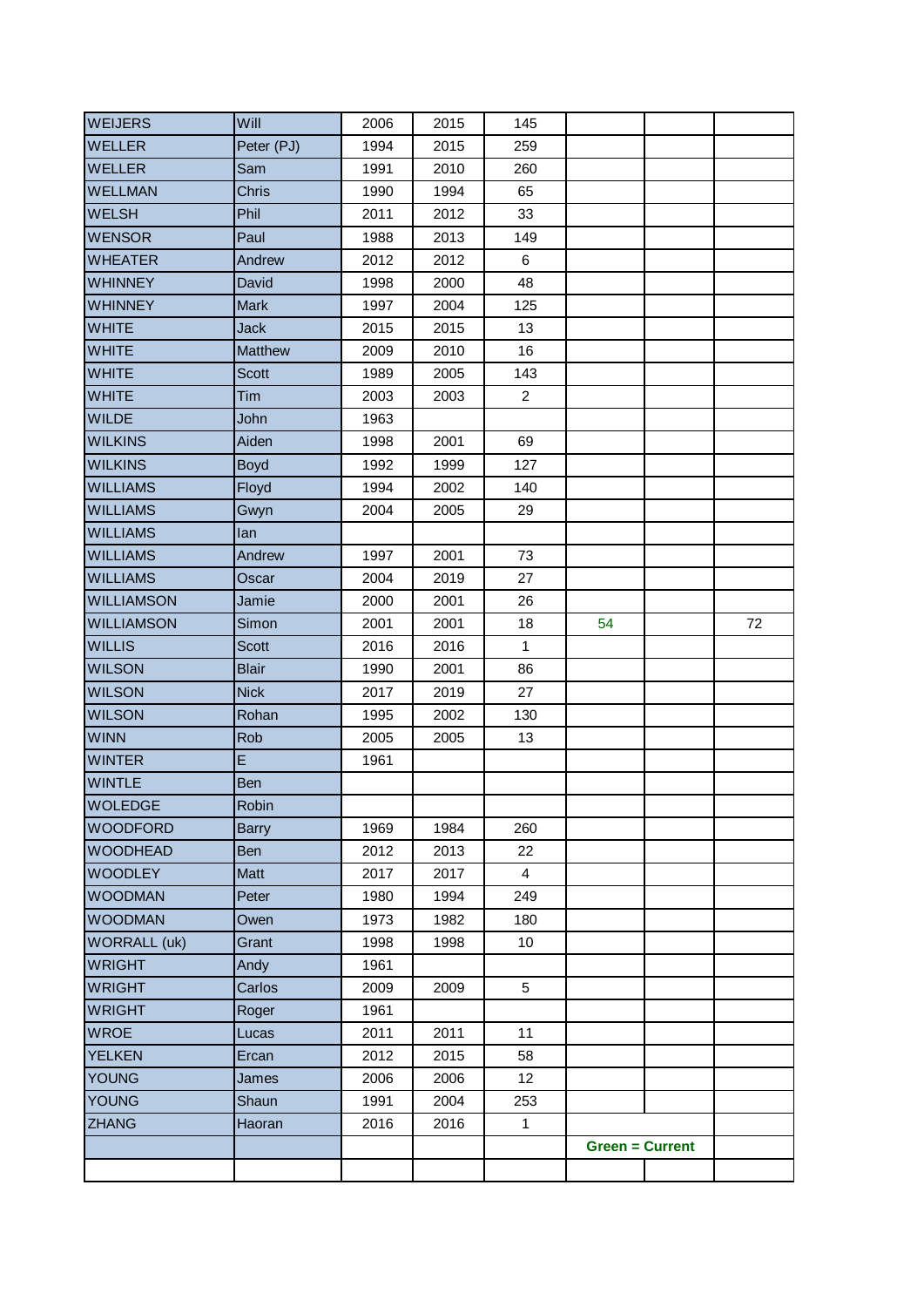| | | | | | | | |
|---|---|---|---|---|---|---|---|
| WEIJERS | Will | 2006 | 2015 | 145 | | | |
| WELLER | Peter (PJ) | 1994 | 2015 | 259 | | | |
| WELLER | Sam | 1991 | 2010 | 260 | | | |
| WELLMAN | Chris | 1990 | 1994 | 65 | | | |
| WELSH | Phil | 2011 | 2012 | 33 | | | |
| WENSOR | Paul | 1988 | 2013 | 149 | | | |
| WHEATER | Andrew | 2012 | 2012 | 6 | | | |
| WHINNEY | David | 1998 | 2000 | 48 | | | |
| WHINNEY | Mark | 1997 | 2004 | 125 | | | |
| WHITE | Jack | 2015 | 2015 | 13 | | | |
| WHITE | Matthew | 2009 | 2010 | 16 | | | |
| WHITE | Scott | 1989 | 2005 | 143 | | | |
| WHITE | Tim | 2003 | 2003 | 2 | | | |
| WILDE | John | 1963 | | | | | |
| WILKINS | Aiden | 1998 | 2001 | 69 | | | |
| WILKINS | Boyd | 1992 | 1999 | 127 | | | |
| WILLIAMS | Floyd | 1994 | 2002 | 140 | | | |
| WILLIAMS | Gwyn | 2004 | 2005 | 29 | | | |
| WILLIAMS | Ian | | | | | | |
| WILLIAMS | Andrew | 1997 | 2001 | 73 | | | |
| WILLIAMS | Oscar | 2004 | 2019 | 27 | | | |
| WILLIAMSON | Jamie | 2000 | 2001 | 26 | | | |
| WILLIAMSON | Simon | 2001 | 2001 | 18 | 54 | | 72 |
| WILLIS | Scott | 2016 | 2016 | 1 | | | |
| WILSON | Blair | 1990 | 2001 | 86 | | | |
| WILSON | Nick | 2017 | 2019 | 27 | | | |
| WILSON | Rohan | 1995 | 2002 | 130 | | | |
| WINN | Rob | 2005 | 2005 | 13 | | | |
| WINTER | E | 1961 | | | | | |
| WINTLE | Ben | | | | | | |
| WOLEDGE | Robin | | | | | | |
| WOODFORD | Barry | 1969 | 1984 | 260 | | | |
| WOODHEAD | Ben | 2012 | 2013 | 22 | | | |
| WOODLEY | Matt | 2017 | 2017 | 4 | | | |
| WOODMAN | Peter | 1980 | 1994 | 249 | | | |
| WOODMAN | Owen | 1973 | 1982 | 180 | | | |
| WORRALL (uk) | Grant | 1998 | 1998 | 10 | | | |
| WRIGHT | Andy | 1961 | | | | | |
| WRIGHT | Carlos | 2009 | 2009 | 5 | | | |
| WRIGHT | Roger | 1961 | | | | | |
| WROE | Lucas | 2011 | 2011 | 11 | | | |
| YELKEN | Ercan | 2012 | 2015 | 58 | | | |
| YOUNG | James | 2006 | 2006 | 12 | | | |
| YOUNG | Shaun | 1991 | 2004 | 253 | | | |
| ZHANG | Haoran | 2016 | 2016 | 1 | | | |
| | | | | | **Green = Current** | | |
| | | | | | | | |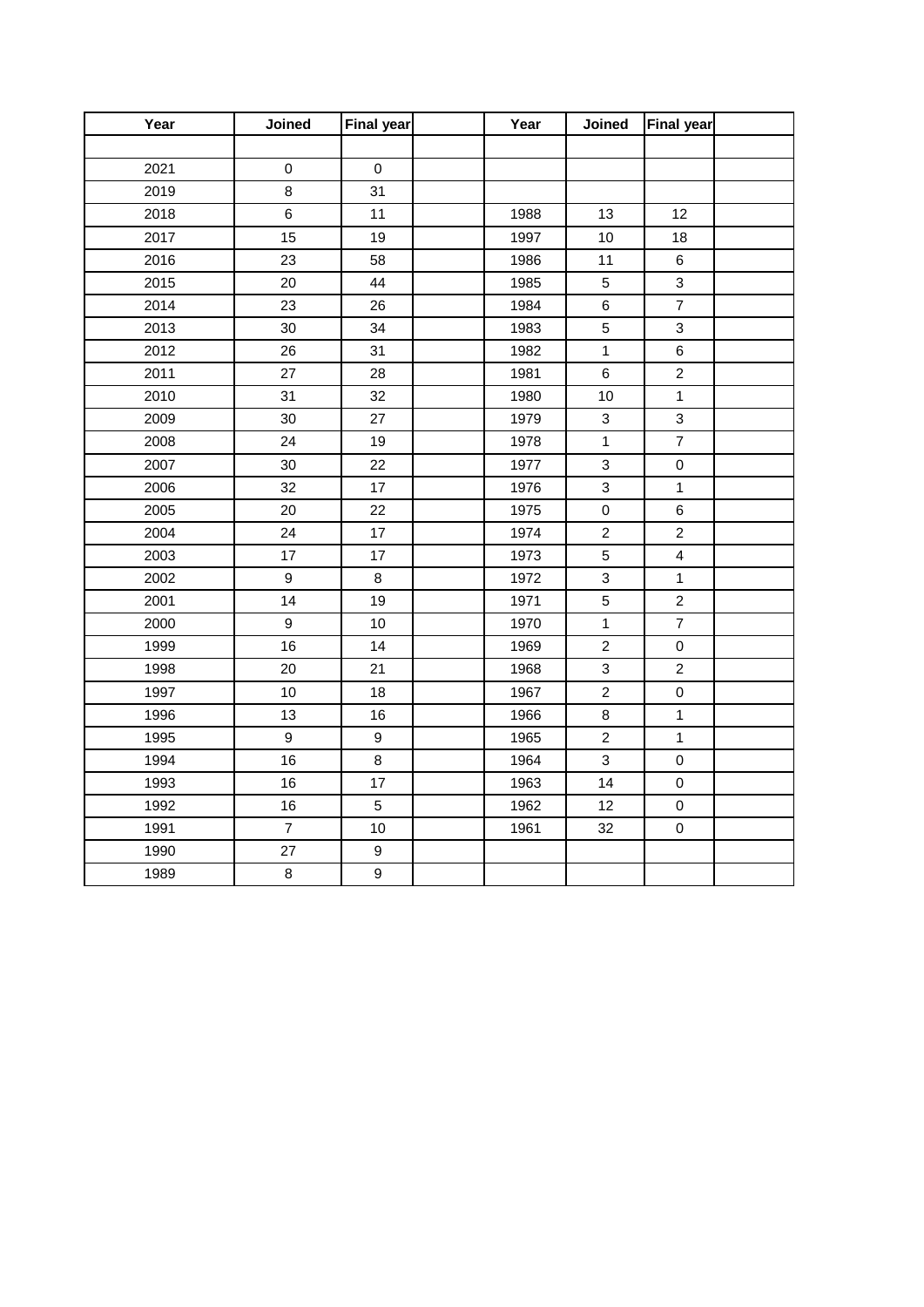| Year | Joined | Final year | | Year | Joined | Final year | |
|---|---|---|---|---|---|---|---|
| | | | | | | | |
| 2021 | 0 | 0 | | | | | |
| 2019 | 8 | 31 | | | | | |
| 2018 | 6 | 11 | | 1988 | 13 | 12 | |
| 2017 | 15 | 19 | | 1997 | 10 | 18 | |
| 2016 | 23 | 58 | | 1986 | 11 | 6 | |
| 2015 | 20 | 44 | | 1985 | 5 | 3 | |
| 2014 | 23 | 26 | | 1984 | 6 | 7 | |
| 2013 | 30 | 34 | | 1983 | 5 | 3 | |
| 2012 | 26 | 31 | | 1982 | 1 | 6 | |
| 2011 | 27 | 28 | | 1981 | 6 | 2 | |
| 2010 | 31 | 32 | | 1980 | 10 | 1 | |
| 2009 | 30 | 27 | | 1979 | 3 | 3 | |
| 2008 | 24 | 19 | | 1978 | 1 | 7 | |
| 2007 | 30 | 22 | | 1977 | 3 | 0 | |
| 2006 | 32 | 17 | | 1976 | 3 | 1 | |
| 2005 | 20 | 22 | | 1975 | 0 | 6 | |
| 2004 | 24 | 17 | | 1974 | 2 | 2 | |
| 2003 | 17 | 17 | | 1973 | 5 | 4 | |
| 2002 | 9 | 8 | | 1972 | 3 | 1 | |
| 2001 | 14 | 19 | | 1971 | 5 | 2 | |
| 2000 | 9 | 10 | | 1970 | 1 | 7 | |
| 1999 | 16 | 14 | | 1969 | 2 | 0 | |
| 1998 | 20 | 21 | | 1968 | 3 | 2 | |
| 1997 | 10 | 18 | | 1967 | 2 | 0 | |
| 1996 | 13 | 16 | | 1966 | 8 | 1 | |
| 1995 | 9 | 9 | | 1965 | 2 | 1 | |
| 1994 | 16 | 8 | | 1964 | 3 | 0 | |
| 1993 | 16 | 17 | | 1963 | 14 | 0 | |
| 1992 | 16 | 5 | | 1962 | 12 | 0 | |
| 1991 | 7 | 10 | | 1961 | 32 | 0 | |
| 1990 | 27 | 9 | | | | | |
| 1989 | 8 | 9 | | | | | |